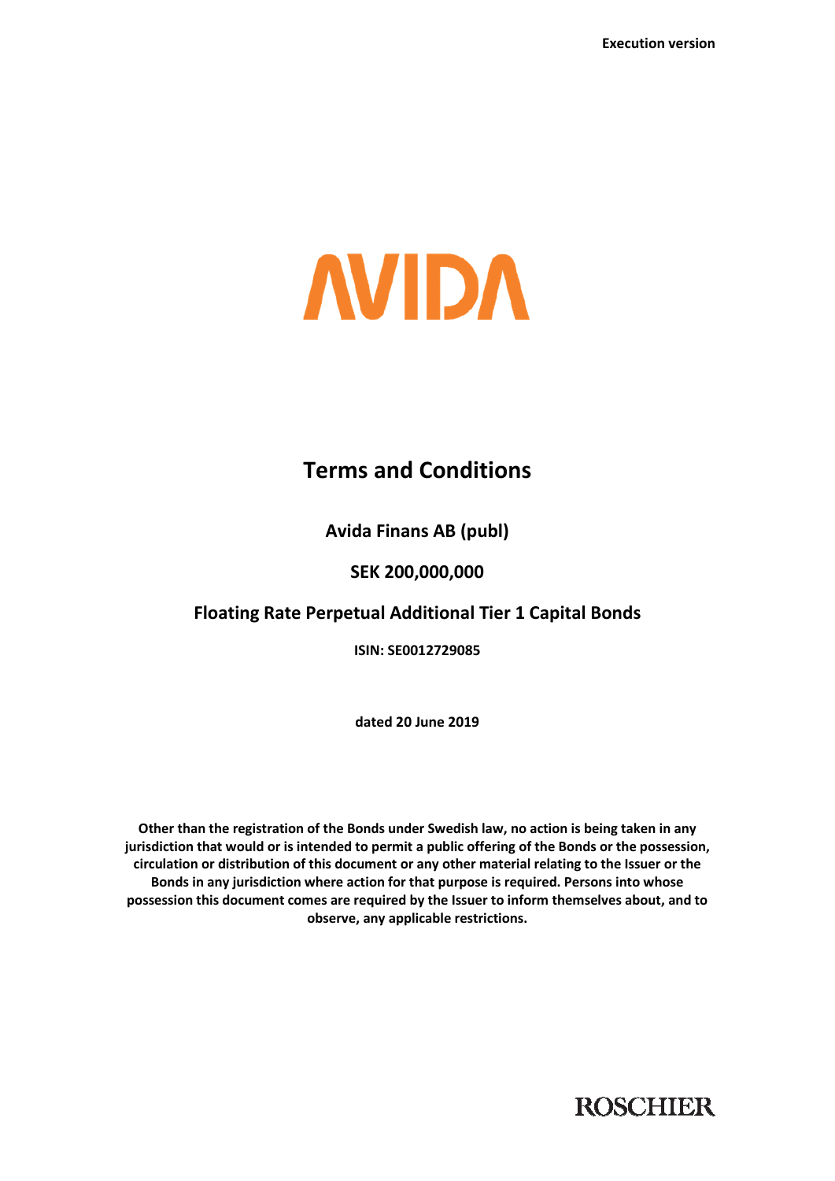Execution version

AVIDA

# Terms and Conditions

**Avida Finans AB (publ)**

**SEK 200,000,000**

**Floating Rate Perpetual Additional Tier 1 Capital Bonds**

**ISIN: SE0012729085**

**dated 20 June 2019**

**Other than the registration of the Bonds under Swedish law, no action is being taken in any jurisdiction that would or is intended to permit a public offering of the Bonds or the possession, circulation or distribution of this document or any other material relating to the Issuer or the Bonds in any jurisdiction where action for that purpose is required. Persons into whose possession this document comes are required by the Issuer to inform themselves about, and to observe, any applicable restrictions.**

ROSCHIER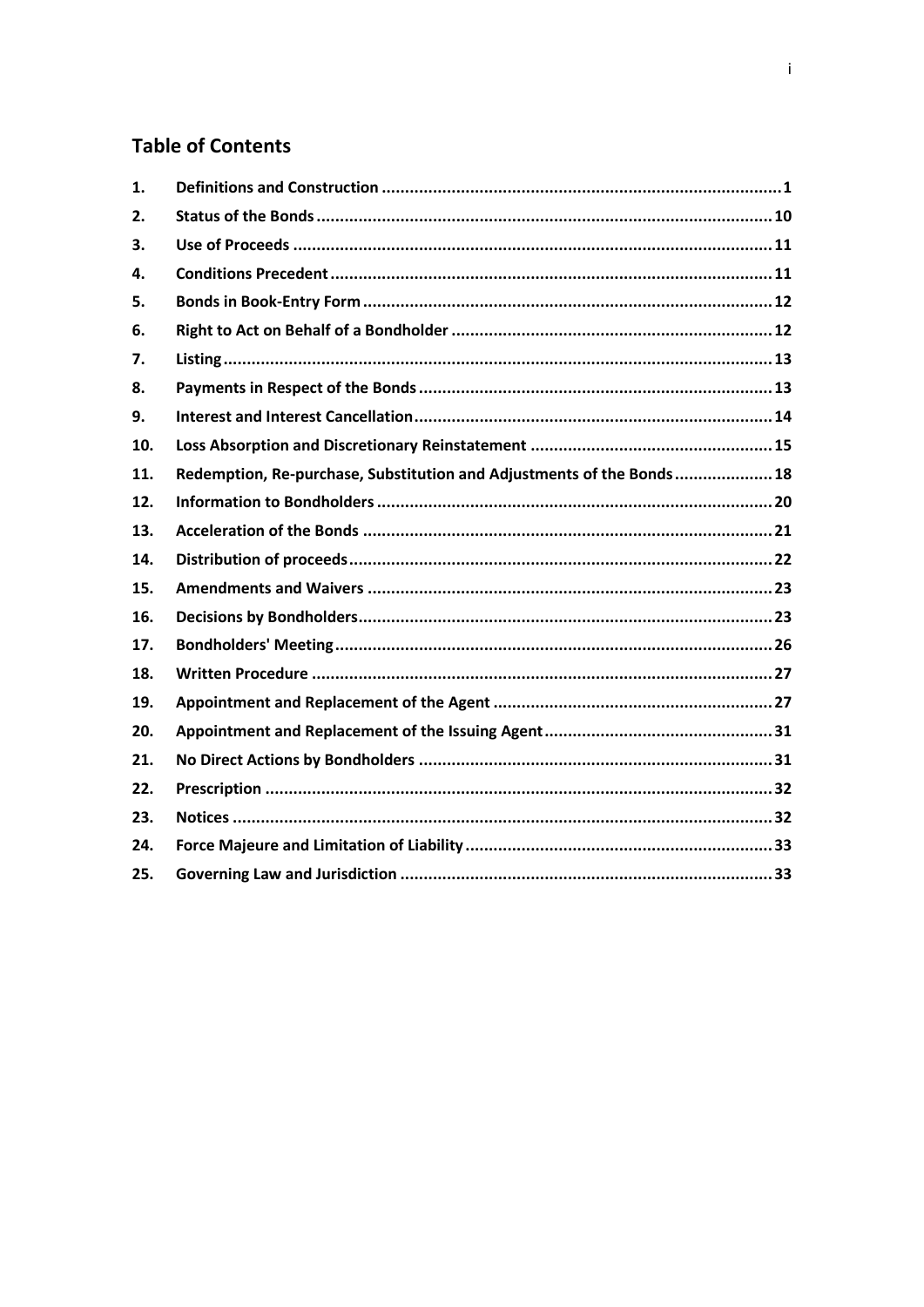## Table of Contents

| | | |
|---|---|---|
| 1. | **Definitions and Construction** | 1 |
| 2. | **Status of the Bonds** | 10 |
| 3. | **Use of Proceeds** | 11 |
| 4. | **Conditions Precedent** | 11 |
| 5. | **Bonds in Book-Entry Form** | 12 |
| 6. | **Right to Act on Behalf of a Bondholder** | 12 |
| 7. | **Listing** | 13 |
| 8. | **Payments in Respect of the Bonds** | 13 |
| 9. | **Interest and Interest Cancellation** | 14 |
| 10. | **Loss Absorption and Discretionary Reinstatement** | 15 |
| 11. | **Redemption, Re-purchase, Substitution and Adjustments of the Bonds** | 18 |
| 12. | **Information to Bondholders** | 20 |
| 13. | **Acceleration of the Bonds** | 21 |
| 14. | **Distribution of proceeds** | 22 |
| 15. | **Amendments and Waivers** | 23 |
| 16. | **Decisions by Bondholders** | 23 |
| 17. | **Bondholders' Meeting** | 26 |
| 18. | **Written Procedure** | 27 |
| 19. | **Appointment and Replacement of the Agent** | 27 |
| 20. | **Appointment and Replacement of the Issuing Agent** | 31 |
| 21. | **No Direct Actions by Bondholders** | 31 |
| 22. | **Prescription** | 32 |
| 23. | **Notices** | 32 |
| 24. | **Force Majeure and Limitation of Liability** | 33 |
| 25. | **Governing Law and Jurisdiction** | 33 |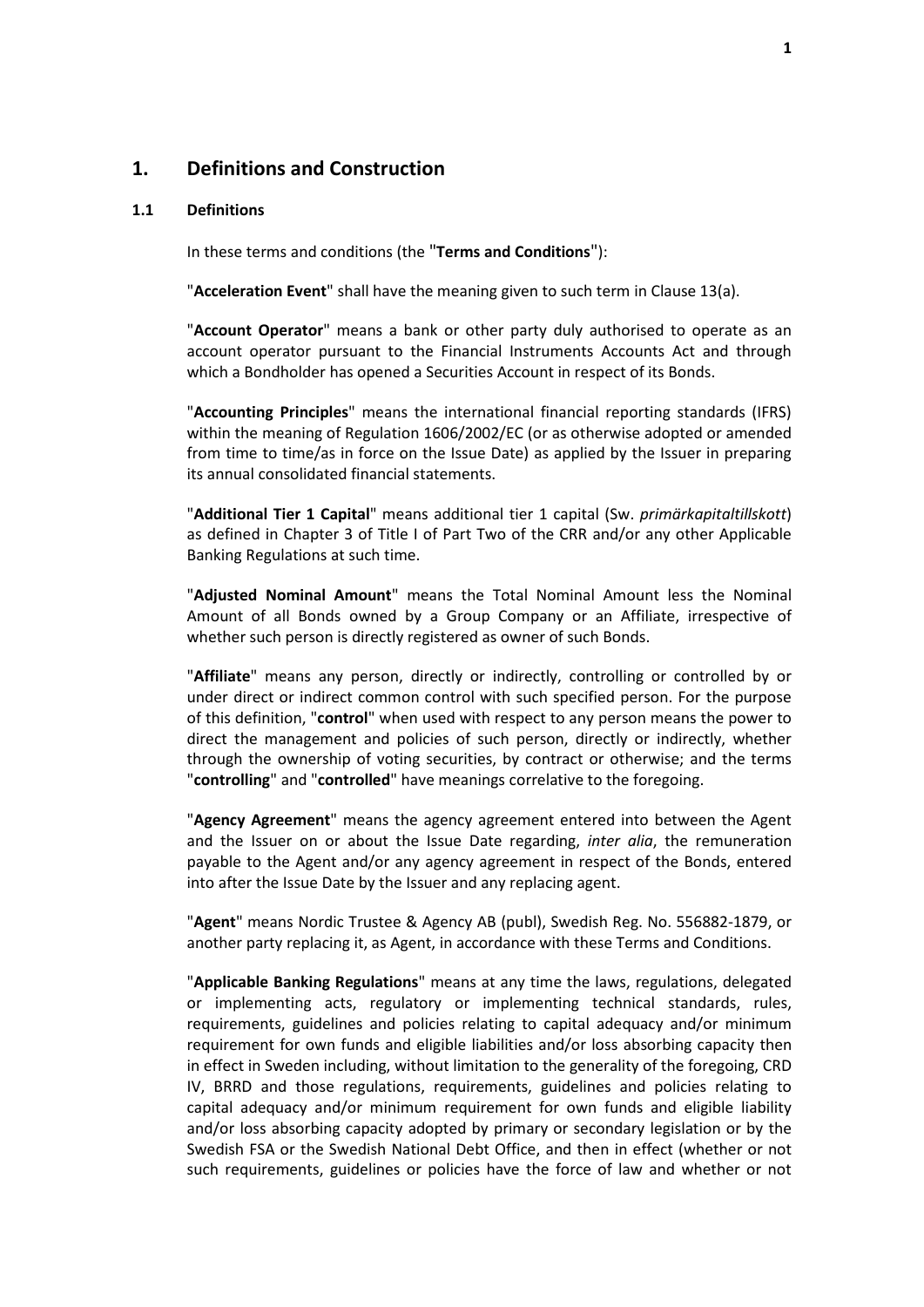# 1. Definitions and Construction

## 1.1 Definitions

In these terms and conditions (the "**Terms and Conditions**"):

"**Acceleration Event**" shall have the meaning given to such term in Clause 13(a).

"**Account Operator**" means a bank or other party duly authorised to operate as an account operator pursuant to the Financial Instruments Accounts Act and through which a Bondholder has opened a Securities Account in respect of its Bonds.

"**Accounting Principles**" means the international financial reporting standards (IFRS) within the meaning of Regulation 1606/2002/EC (or as otherwise adopted or amended from time to time/as in force on the Issue Date) as applied by the Issuer in preparing its annual consolidated financial statements.

"**Additional Tier 1 Capital**" means additional tier 1 capital (Sw. *primärkapitaltillskott*) as defined in Chapter 3 of Title I of Part Two of the CRR and/or any other Applicable Banking Regulations at such time.

"**Adjusted Nominal Amount**" means the Total Nominal Amount less the Nominal Amount of all Bonds owned by a Group Company or an Affiliate, irrespective of whether such person is directly registered as owner of such Bonds.

"**Affiliate**" means any person, directly or indirectly, controlling or controlled by or under direct or indirect common control with such specified person. For the purpose of this definition, "**control**" when used with respect to any person means the power to direct the management and policies of such person, directly or indirectly, whether through the ownership of voting securities, by contract or otherwise; and the terms "**controlling**" and "**controlled**" have meanings correlative to the foregoing.

"**Agency Agreement**" means the agency agreement entered into between the Agent and the Issuer on or about the Issue Date regarding, *inter alia*, the remuneration payable to the Agent and/or any agency agreement in respect of the Bonds, entered into after the Issue Date by the Issuer and any replacing agent.

"**Agent**" means Nordic Trustee & Agency AB (publ), Swedish Reg. No. 556882-1879, or another party replacing it, as Agent, in accordance with these Terms and Conditions.

"**Applicable Banking Regulations**" means at any time the laws, regulations, delegated or implementing acts, regulatory or implementing technical standards, rules, requirements, guidelines and policies relating to capital adequacy and/or minimum requirement for own funds and eligible liabilities and/or loss absorbing capacity then in effect in Sweden including, without limitation to the generality of the foregoing, CRD IV, BRRD and those regulations, requirements, guidelines and policies relating to capital adequacy and/or minimum requirement for own funds and eligible liability and/or loss absorbing capacity adopted by primary or secondary legislation or by the Swedish FSA or the Swedish National Debt Office, and then in effect (whether or not such requirements, guidelines or policies have the force of law and whether or not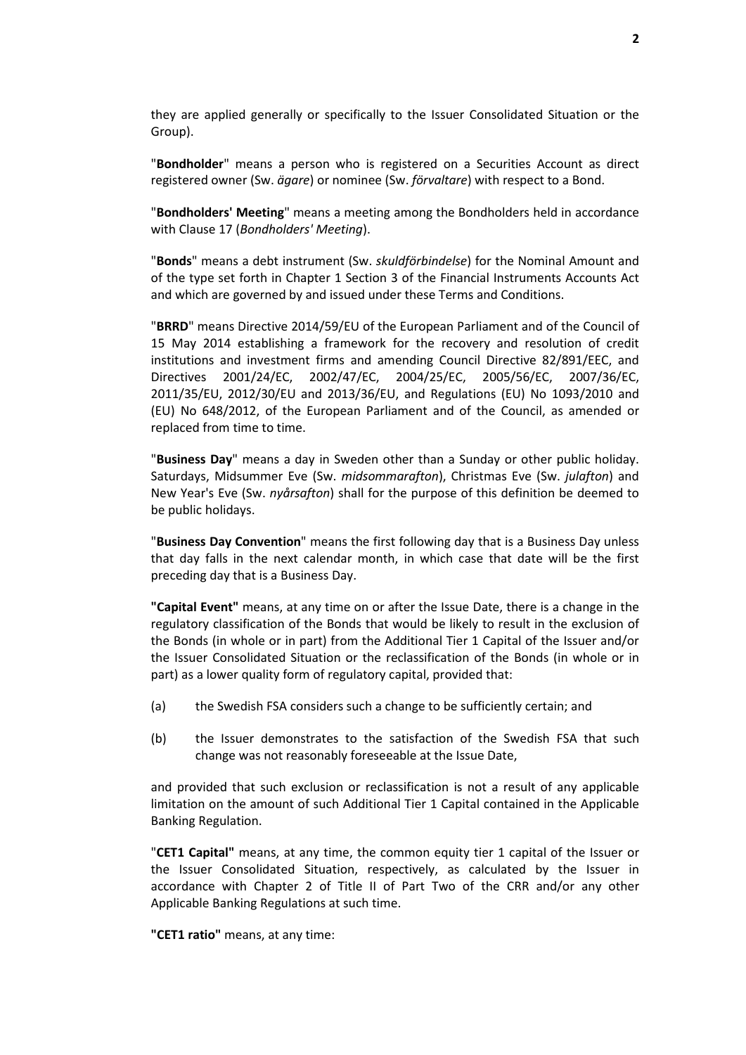they are applied generally or specifically to the Issuer Consolidated Situation or the Group).

"**Bondholder**" means a person who is registered on a Securities Account as direct registered owner (Sw. *ägare*) or nominee (Sw. *förvaltare*) with respect to a Bond.

"**Bondholders' Meeting**" means a meeting among the Bondholders held in accordance with Clause 17 (*Bondholders' Meeting*).

"**Bonds**" means a debt instrument (Sw. *skuldförbindelse*) for the Nominal Amount and of the type set forth in Chapter 1 Section 3 of the Financial Instruments Accounts Act and which are governed by and issued under these Terms and Conditions.

"**BRRD**" means Directive 2014/59/EU of the European Parliament and of the Council of 15 May 2014 establishing a framework for the recovery and resolution of credit institutions and investment firms and amending Council Directive 82/891/EEC, and Directives 2001/24/EC, 2002/47/EC, 2004/25/EC, 2005/56/EC, 2007/36/EC, 2011/35/EU, 2012/30/EU and 2013/36/EU, and Regulations (EU) No 1093/2010 and (EU) No 648/2012, of the European Parliament and of the Council, as amended or replaced from time to time.

"**Business Day**" means a day in Sweden other than a Sunday or other public holiday. Saturdays, Midsummer Eve (Sw. *midsommarafton*), Christmas Eve (Sw. *julafton*) and New Year's Eve (Sw. *nyårsafton*) shall for the purpose of this definition be deemed to be public holidays.

"**Business Day Convention**" means the first following day that is a Business Day unless that day falls in the next calendar month, in which case that date will be the first preceding day that is a Business Day.

**"Capital Event"** means, at any time on or after the Issue Date, there is a change in the regulatory classification of the Bonds that would be likely to result in the exclusion of the Bonds (in whole or in part) from the Additional Tier 1 Capital of the Issuer and/or the Issuer Consolidated Situation or the reclassification of the Bonds (in whole or in part) as a lower quality form of regulatory capital, provided that:

(a) the Swedish FSA considers such a change to be sufficiently certain; and

(b) the Issuer demonstrates to the satisfaction of the Swedish FSA that such change was not reasonably foreseeable at the Issue Date,

and provided that such exclusion or reclassification is not a result of any applicable limitation on the amount of such Additional Tier 1 Capital contained in the Applicable Banking Regulation.

"**CET1 Capital"** means, at any time, the common equity tier 1 capital of the Issuer or the Issuer Consolidated Situation, respectively, as calculated by the Issuer in accordance with Chapter 2 of Title II of Part Two of the CRR and/or any other Applicable Banking Regulations at such time.

**"CET1 ratio"** means, at any time: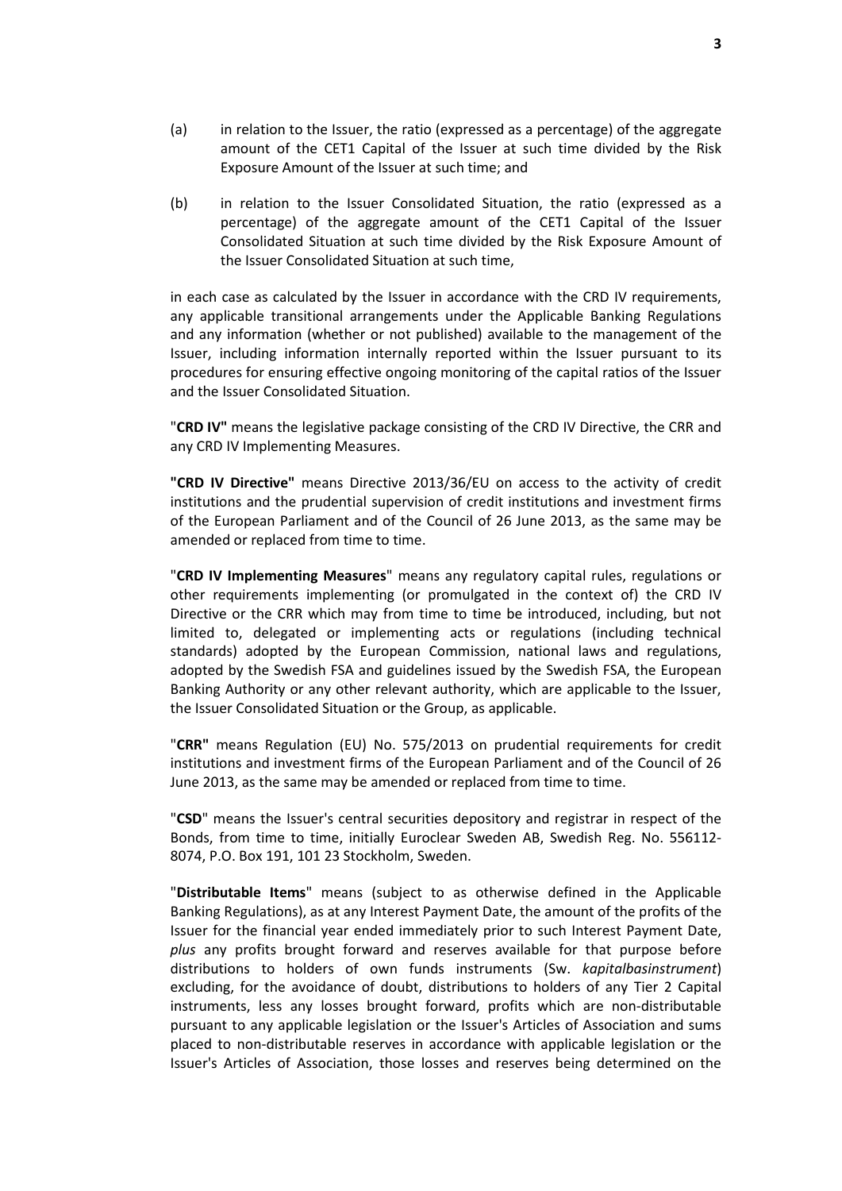(a) in relation to the Issuer, the ratio (expressed as a percentage) of the aggregate amount of the CET1 Capital of the Issuer at such time divided by the Risk Exposure Amount of the Issuer at such time; and

(b) in relation to the Issuer Consolidated Situation, the ratio (expressed as a percentage) of the aggregate amount of the CET1 Capital of the Issuer Consolidated Situation at such time divided by the Risk Exposure Amount of the Issuer Consolidated Situation at such time,

in each case as calculated by the Issuer in accordance with the CRD IV requirements, any applicable transitional arrangements under the Applicable Banking Regulations and any information (whether or not published) available to the management of the Issuer, including information internally reported within the Issuer pursuant to its procedures for ensuring effective ongoing monitoring of the capital ratios of the Issuer and the Issuer Consolidated Situation.

"**CRD IV"** means the legislative package consisting of the CRD IV Directive, the CRR and any CRD IV Implementing Measures.

**"CRD IV Directive"** means Directive 2013/36/EU on access to the activity of credit institutions and the prudential supervision of credit institutions and investment firms of the European Parliament and of the Council of 26 June 2013, as the same may be amended or replaced from time to time.

"**CRD IV Implementing Measures**" means any regulatory capital rules, regulations or other requirements implementing (or promulgated in the context of) the CRD IV Directive or the CRR which may from time to time be introduced, including, but not limited to, delegated or implementing acts or regulations (including technical standards) adopted by the European Commission, national laws and regulations, adopted by the Swedish FSA and guidelines issued by the Swedish FSA, the European Banking Authority or any other relevant authority, which are applicable to the Issuer, the Issuer Consolidated Situation or the Group, as applicable.

"**CRR"** means Regulation (EU) No. 575/2013 on prudential requirements for credit institutions and investment firms of the European Parliament and of the Council of 26 June 2013, as the same may be amended or replaced from time to time.

"**CSD**" means the Issuer's central securities depository and registrar in respect of the Bonds, from time to time, initially Euroclear Sweden AB, Swedish Reg. No. 556112-8074, P.O. Box 191, 101 23 Stockholm, Sweden.

"**Distributable Items**" means (subject to as otherwise defined in the Applicable Banking Regulations), as at any Interest Payment Date, the amount of the profits of the Issuer for the financial year ended immediately prior to such Interest Payment Date, *plus* any profits brought forward and reserves available for that purpose before distributions to holders of own funds instruments (Sw. *kapitalbasinstrument*) excluding, for the avoidance of doubt, distributions to holders of any Tier 2 Capital instruments, less any losses brought forward, profits which are non-distributable pursuant to any applicable legislation or the Issuer's Articles of Association and sums placed to non-distributable reserves in accordance with applicable legislation or the Issuer's Articles of Association, those losses and reserves being determined on the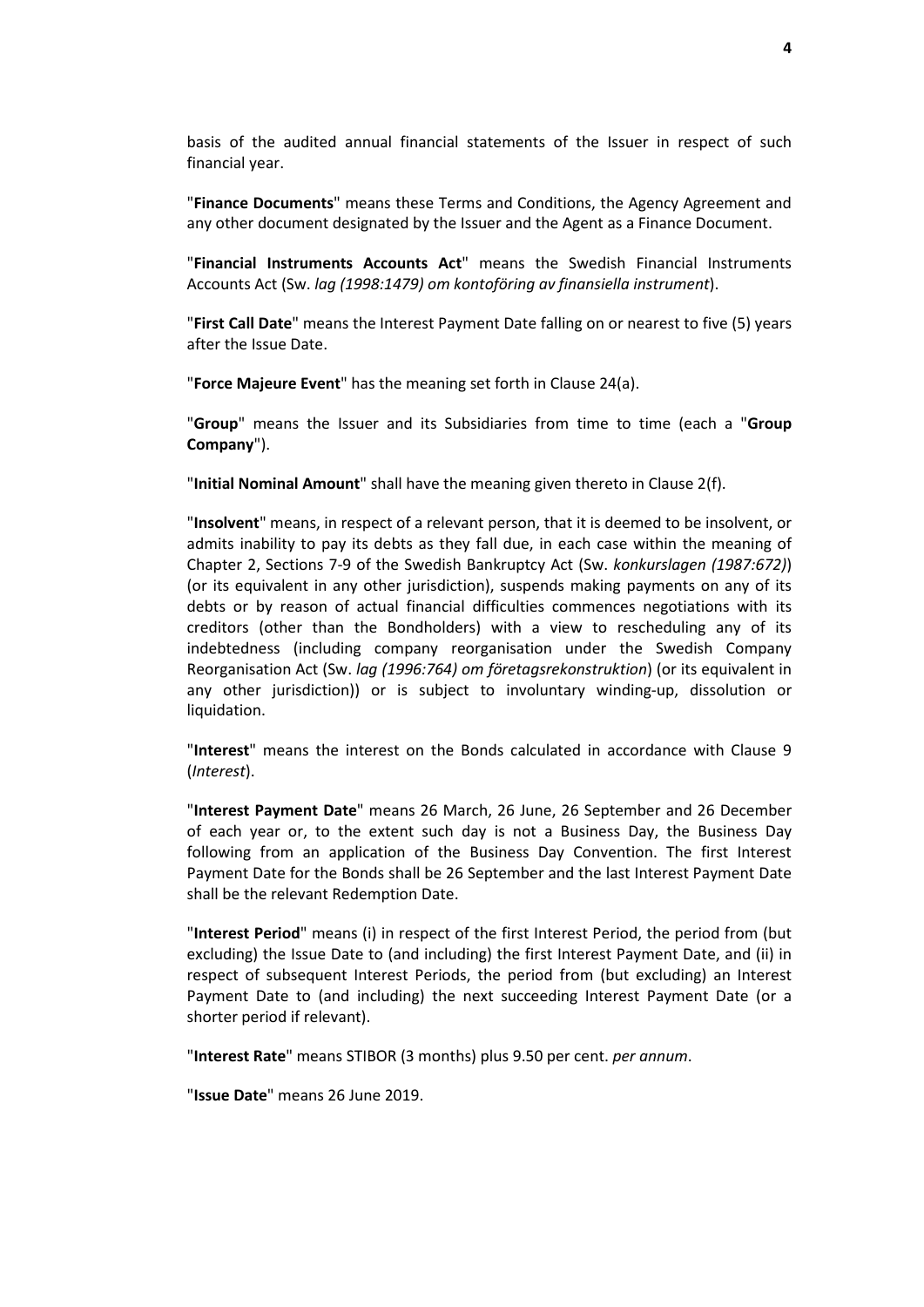basis of the audited annual financial statements of the Issuer in respect of such financial year.

"**Finance Documents**" means these Terms and Conditions, the Agency Agreement and any other document designated by the Issuer and the Agent as a Finance Document.

"**Financial Instruments Accounts Act**" means the Swedish Financial Instruments Accounts Act (Sw. *lag (1998:1479) om kontoföring av finansiella instrument*).

"**First Call Date**" means the Interest Payment Date falling on or nearest to five (5) years after the Issue Date.

"**Force Majeure Event**" has the meaning set forth in Clause 24(a).

"**Group**" means the Issuer and its Subsidiaries from time to time (each a "**Group Company**").

"**Initial Nominal Amount**" shall have the meaning given thereto in Clause 2(f).

"**Insolvent**" means, in respect of a relevant person, that it is deemed to be insolvent, or admits inability to pay its debts as they fall due, in each case within the meaning of Chapter 2, Sections 7-9 of the Swedish Bankruptcy Act (Sw. *konkurslagen (1987:672)*) (or its equivalent in any other jurisdiction), suspends making payments on any of its debts or by reason of actual financial difficulties commences negotiations with its creditors (other than the Bondholders) with a view to rescheduling any of its indebtedness (including company reorganisation under the Swedish Company Reorganisation Act (Sw. *lag (1996:764) om företagsrekonstruktion*) (or its equivalent in any other jurisdiction)) or is subject to involuntary winding-up, dissolution or liquidation.

"**Interest**" means the interest on the Bonds calculated in accordance with Clause 9 (*Interest*).

"**Interest Payment Date**" means 26 March, 26 June, 26 September and 26 December of each year or, to the extent such day is not a Business Day, the Business Day following from an application of the Business Day Convention. The first Interest Payment Date for the Bonds shall be 26 September and the last Interest Payment Date shall be the relevant Redemption Date.

"**Interest Period**" means (i) in respect of the first Interest Period, the period from (but excluding) the Issue Date to (and including) the first Interest Payment Date, and (ii) in respect of subsequent Interest Periods, the period from (but excluding) an Interest Payment Date to (and including) the next succeeding Interest Payment Date (or a shorter period if relevant).

"**Interest Rate**" means STIBOR (3 months) plus 9.50 per cent. *per annum*.

"**Issue Date**" means 26 June 2019.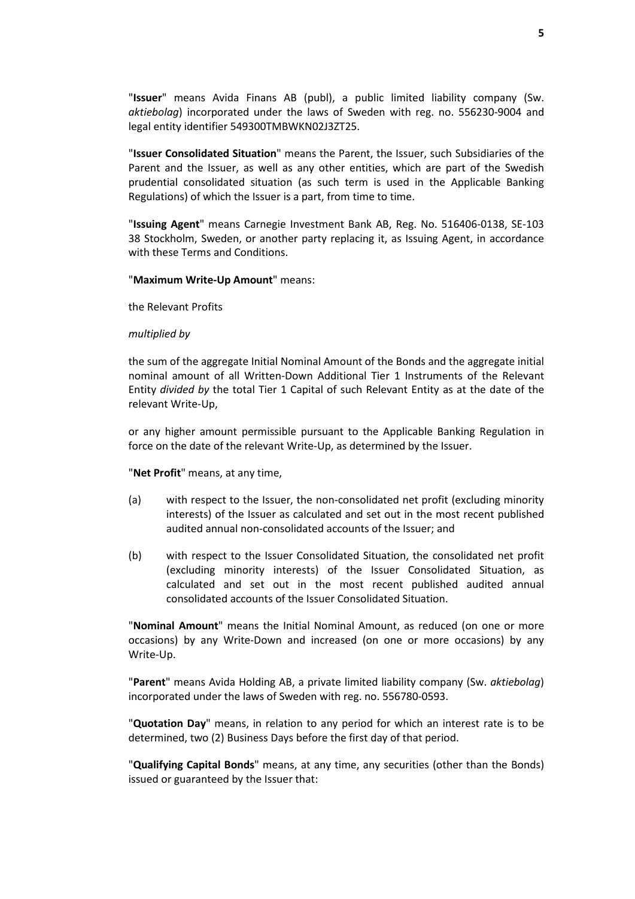"**Issuer**" means Avida Finans AB (publ), a public limited liability company (Sw. *aktiebolag*) incorporated under the laws of Sweden with reg. no. 556230-9004 and legal entity identifier 549300TMBWKN02J3ZT25.

"**Issuer Consolidated Situation**" means the Parent, the Issuer, such Subsidiaries of the Parent and the Issuer, as well as any other entities, which are part of the Swedish prudential consolidated situation (as such term is used in the Applicable Banking Regulations) of which the Issuer is a part, from time to time.

"**Issuing Agent**" means Carnegie Investment Bank AB, Reg. No. 516406-0138, SE-103 38 Stockholm, Sweden, or another party replacing it, as Issuing Agent, in accordance with these Terms and Conditions.

"**Maximum Write-Up Amount**" means:

the Relevant Profits

*multiplied by*

the sum of the aggregate Initial Nominal Amount of the Bonds and the aggregate initial nominal amount of all Written-Down Additional Tier 1 Instruments of the Relevant Entity *divided by* the total Tier 1 Capital of such Relevant Entity as at the date of the relevant Write-Up,

or any higher amount permissible pursuant to the Applicable Banking Regulation in force on the date of the relevant Write-Up, as determined by the Issuer.

"**Net Profit**" means, at any time,

(a) with respect to the Issuer, the non-consolidated net profit (excluding minority interests) of the Issuer as calculated and set out in the most recent published audited annual non-consolidated accounts of the Issuer; and

(b) with respect to the Issuer Consolidated Situation, the consolidated net profit (excluding minority interests) of the Issuer Consolidated Situation, as calculated and set out in the most recent published audited annual consolidated accounts of the Issuer Consolidated Situation.

"**Nominal Amount**" means the Initial Nominal Amount, as reduced (on one or more occasions) by any Write-Down and increased (on one or more occasions) by any Write-Up.

"**Parent**" means Avida Holding AB, a private limited liability company (Sw. *aktiebolag*) incorporated under the laws of Sweden with reg. no. 556780-0593.

"**Quotation Day**" means, in relation to any period for which an interest rate is to be determined, two (2) Business Days before the first day of that period.

"**Qualifying Capital Bonds**" means, at any time, any securities (other than the Bonds) issued or guaranteed by the Issuer that: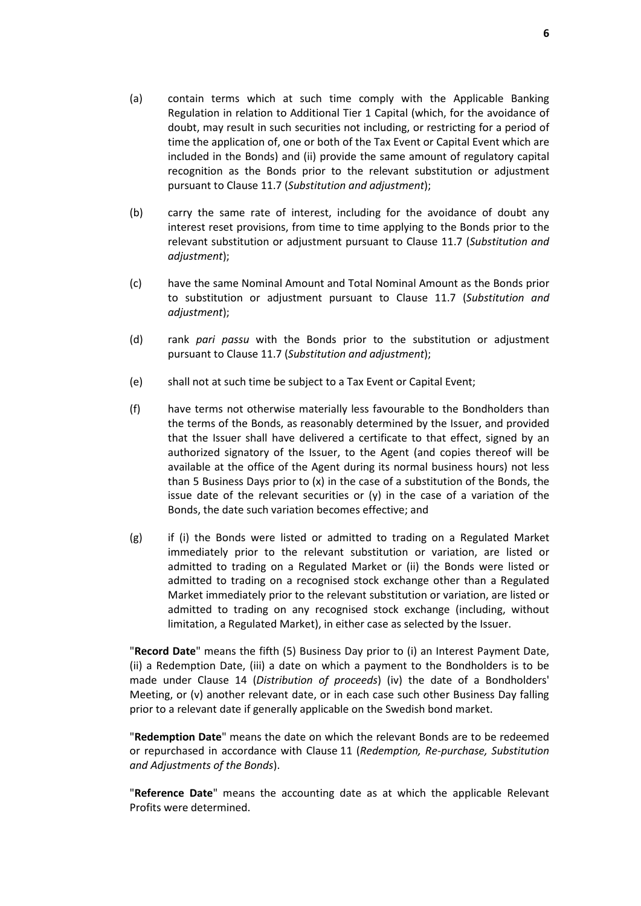(a) contain terms which at such time comply with the Applicable Banking Regulation in relation to Additional Tier 1 Capital (which, for the avoidance of doubt, may result in such securities not including, or restricting for a period of time the application of, one or both of the Tax Event or Capital Event which are included in the Bonds) and (ii) provide the same amount of regulatory capital recognition as the Bonds prior to the relevant substitution or adjustment pursuant to Clause 11.7 (*Substitution and adjustment*);

(b) carry the same rate of interest, including for the avoidance of doubt any interest reset provisions, from time to time applying to the Bonds prior to the relevant substitution or adjustment pursuant to Clause 11.7 (*Substitution and adjustment*);

(c) have the same Nominal Amount and Total Nominal Amount as the Bonds prior to substitution or adjustment pursuant to Clause 11.7 (*Substitution and adjustment*);

(d) rank *pari passu* with the Bonds prior to the substitution or adjustment pursuant to Clause 11.7 (*Substitution and adjustment*);

(e) shall not at such time be subject to a Tax Event or Capital Event;

(f) have terms not otherwise materially less favourable to the Bondholders than the terms of the Bonds, as reasonably determined by the Issuer, and provided that the Issuer shall have delivered a certificate to that effect, signed by an authorized signatory of the Issuer, to the Agent (and copies thereof will be available at the office of the Agent during its normal business hours) not less than 5 Business Days prior to (x) in the case of a substitution of the Bonds, the issue date of the relevant securities or (y) in the case of a variation of the Bonds, the date such variation becomes effective; and

(g) if (i) the Bonds were listed or admitted to trading on a Regulated Market immediately prior to the relevant substitution or variation, are listed or admitted to trading on a Regulated Market or (ii) the Bonds were listed or admitted to trading on a recognised stock exchange other than a Regulated Market immediately prior to the relevant substitution or variation, are listed or admitted to trading on any recognised stock exchange (including, without limitation, a Regulated Market), in either case as selected by the Issuer.

"**Record Date**" means the fifth (5) Business Day prior to (i) an Interest Payment Date, (ii) a Redemption Date, (iii) a date on which a payment to the Bondholders is to be made under Clause 14 (*Distribution of proceeds*) (iv) the date of a Bondholders' Meeting, or (v) another relevant date, or in each case such other Business Day falling prior to a relevant date if generally applicable on the Swedish bond market.

"**Redemption Date**" means the date on which the relevant Bonds are to be redeemed or repurchased in accordance with Clause 11 (*Redemption, Re-purchase, Substitution and Adjustments of the Bonds*).

"**Reference Date**" means the accounting date as at which the applicable Relevant Profits were determined.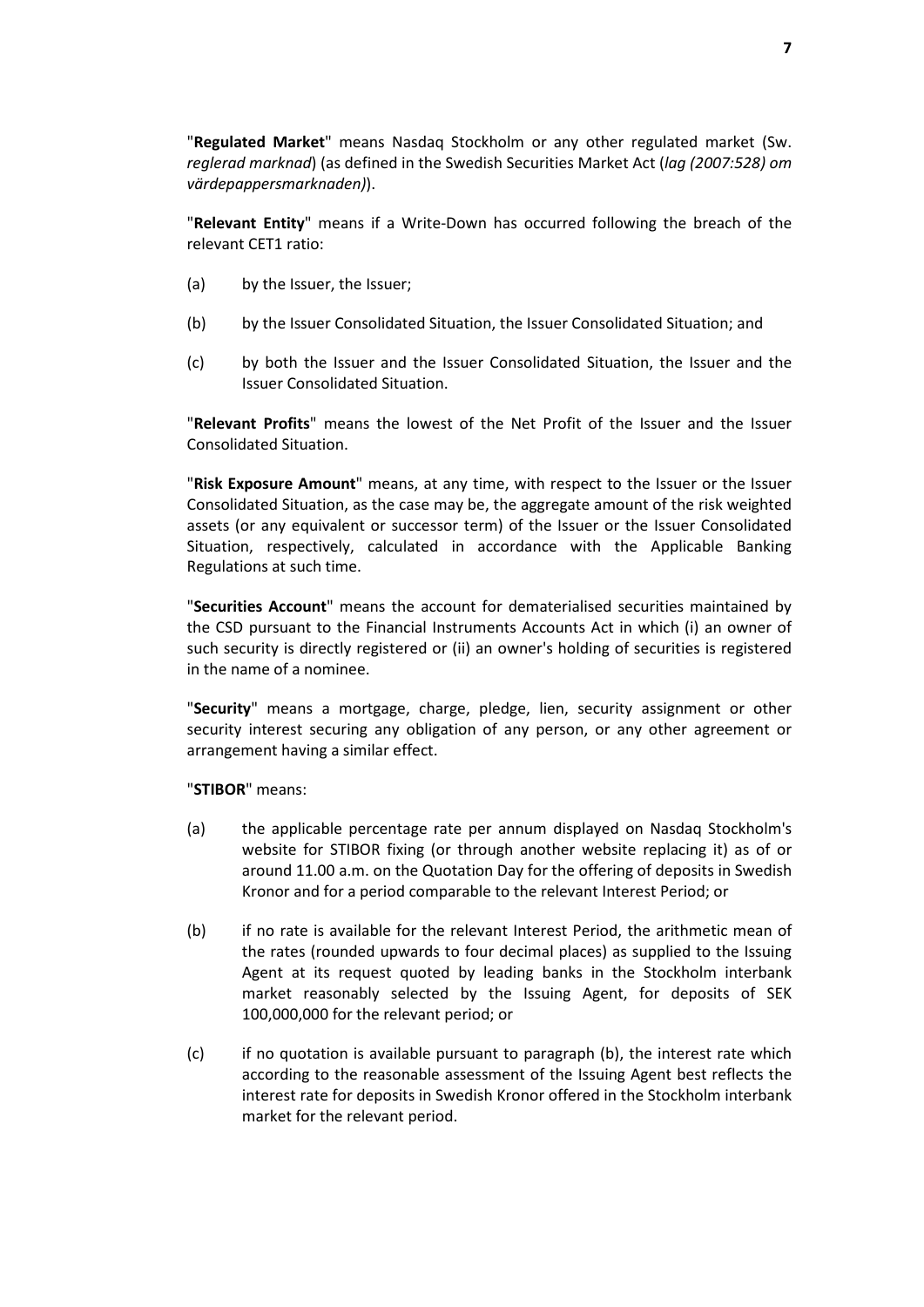"**Regulated Market**" means Nasdaq Stockholm or any other regulated market (Sw. *reglerad marknad*) (as defined in the Swedish Securities Market Act (*lag (2007:528) om värdepappersmarknaden)*).

"**Relevant Entity**" means if a Write-Down has occurred following the breach of the relevant CET1 ratio:

(a) by the Issuer, the Issuer;

(b) by the Issuer Consolidated Situation, the Issuer Consolidated Situation; and

(c) by both the Issuer and the Issuer Consolidated Situation, the Issuer and the Issuer Consolidated Situation.

"**Relevant Profits**" means the lowest of the Net Profit of the Issuer and the Issuer Consolidated Situation.

"**Risk Exposure Amount**" means, at any time, with respect to the Issuer or the Issuer Consolidated Situation, as the case may be, the aggregate amount of the risk weighted assets (or any equivalent or successor term) of the Issuer or the Issuer Consolidated Situation, respectively, calculated in accordance with the Applicable Banking Regulations at such time.

"**Securities Account**" means the account for dematerialised securities maintained by the CSD pursuant to the Financial Instruments Accounts Act in which (i) an owner of such security is directly registered or (ii) an owner's holding of securities is registered in the name of a nominee.

"**Security**" means a mortgage, charge, pledge, lien, security assignment or other security interest securing any obligation of any person, or any other agreement or arrangement having a similar effect.

"**STIBOR**" means:

(a) the applicable percentage rate per annum displayed on Nasdaq Stockholm's website for STIBOR fixing (or through another website replacing it) as of or around 11.00 a.m. on the Quotation Day for the offering of deposits in Swedish Kronor and for a period comparable to the relevant Interest Period; or

(b) if no rate is available for the relevant Interest Period, the arithmetic mean of the rates (rounded upwards to four decimal places) as supplied to the Issuing Agent at its request quoted by leading banks in the Stockholm interbank market reasonably selected by the Issuing Agent, for deposits of SEK 100,000,000 for the relevant period; or

(c) if no quotation is available pursuant to paragraph (b), the interest rate which according to the reasonable assessment of the Issuing Agent best reflects the interest rate for deposits in Swedish Kronor offered in the Stockholm interbank market for the relevant period.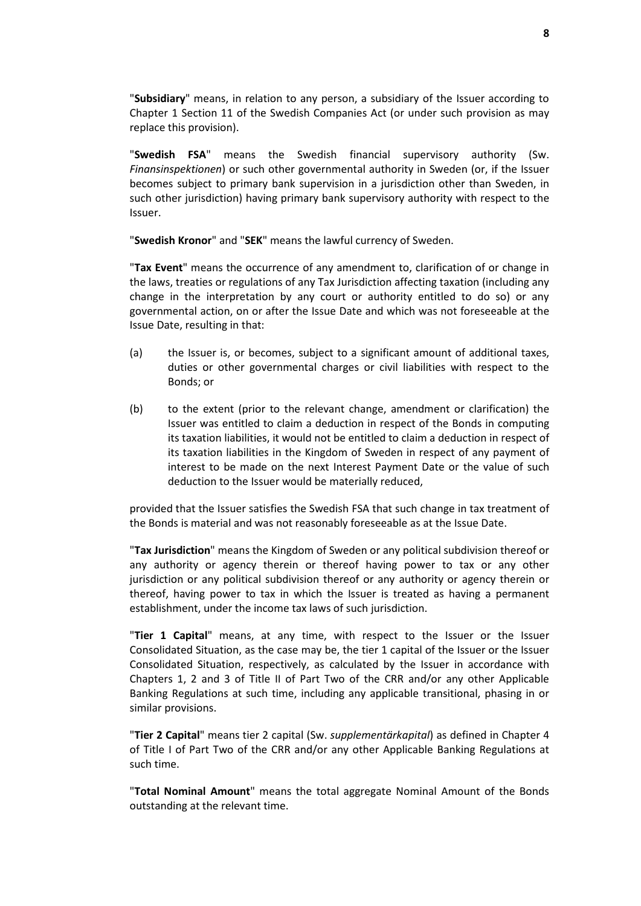"**Subsidiary**" means, in relation to any person, a subsidiary of the Issuer according to Chapter 1 Section 11 of the Swedish Companies Act (or under such provision as may replace this provision).

"**Swedish FSA**" means the Swedish financial supervisory authority (Sw. *Finansinspektionen*) or such other governmental authority in Sweden (or, if the Issuer becomes subject to primary bank supervision in a jurisdiction other than Sweden, in such other jurisdiction) having primary bank supervisory authority with respect to the Issuer.

"**Swedish Kronor**" and "**SEK**" means the lawful currency of Sweden.

"**Tax Event**" means the occurrence of any amendment to, clarification of or change in the laws, treaties or regulations of any Tax Jurisdiction affecting taxation (including any change in the interpretation by any court or authority entitled to do so) or any governmental action, on or after the Issue Date and which was not foreseeable at the Issue Date, resulting in that:

(a) the Issuer is, or becomes, subject to a significant amount of additional taxes, duties or other governmental charges or civil liabilities with respect to the Bonds; or

(b) to the extent (prior to the relevant change, amendment or clarification) the Issuer was entitled to claim a deduction in respect of the Bonds in computing its taxation liabilities, it would not be entitled to claim a deduction in respect of its taxation liabilities in the Kingdom of Sweden in respect of any payment of interest to be made on the next Interest Payment Date or the value of such deduction to the Issuer would be materially reduced,

provided that the Issuer satisfies the Swedish FSA that such change in tax treatment of the Bonds is material and was not reasonably foreseeable as at the Issue Date.

"**Tax Jurisdiction**" means the Kingdom of Sweden or any political subdivision thereof or any authority or agency therein or thereof having power to tax or any other jurisdiction or any political subdivision thereof or any authority or agency therein or thereof, having power to tax in which the Issuer is treated as having a permanent establishment, under the income tax laws of such jurisdiction.

"**Tier 1 Capital**" means, at any time, with respect to the Issuer or the Issuer Consolidated Situation, as the case may be, the tier 1 capital of the Issuer or the Issuer Consolidated Situation, respectively, as calculated by the Issuer in accordance with Chapters 1, 2 and 3 of Title II of Part Two of the CRR and/or any other Applicable Banking Regulations at such time, including any applicable transitional, phasing in or similar provisions.

"**Tier 2 Capital**" means tier 2 capital (Sw. *supplementärkapital*) as defined in Chapter 4 of Title I of Part Two of the CRR and/or any other Applicable Banking Regulations at such time.

"**Total Nominal Amount**" means the total aggregate Nominal Amount of the Bonds outstanding at the relevant time.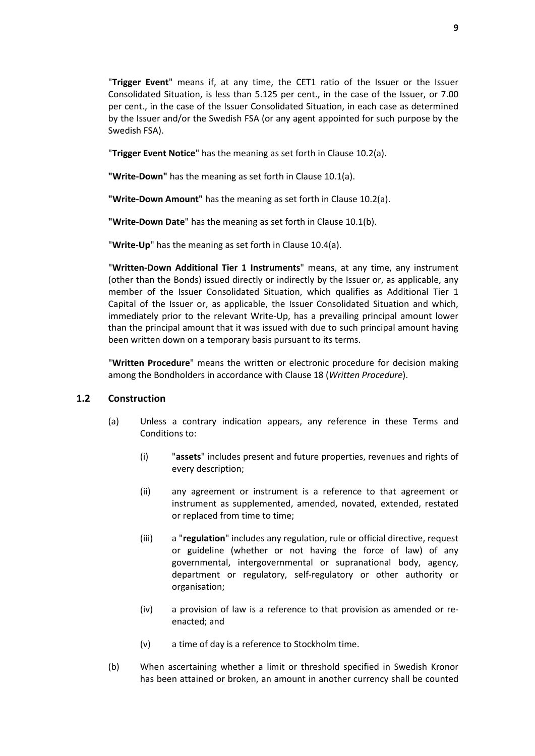"**Trigger Event**" means if, at any time, the CET1 ratio of the Issuer or the Issuer Consolidated Situation, is less than 5.125 per cent., in the case of the Issuer, or 7.00 per cent., in the case of the Issuer Consolidated Situation, in each case as determined by the Issuer and/or the Swedish FSA (or any agent appointed for such purpose by the Swedish FSA).

"**Trigger Event Notice**" has the meaning as set forth in Clause 10.2(a).

**"Write-Down"** has the meaning as set forth in Clause 10.1(a).

**"Write-Down Amount"** has the meaning as set forth in Clause 10.2(a).

**"Write-Down Date**" has the meaning as set forth in Clause 10.1(b).

"**Write-Up**" has the meaning as set forth in Clause 10.4(a).

"**Written-Down Additional Tier 1 Instruments**" means, at any time, any instrument (other than the Bonds) issued directly or indirectly by the Issuer or, as applicable, any member of the Issuer Consolidated Situation, which qualifies as Additional Tier 1 Capital of the Issuer or, as applicable, the Issuer Consolidated Situation and which, immediately prior to the relevant Write-Up, has a prevailing principal amount lower than the principal amount that it was issued with due to such principal amount having been written down on a temporary basis pursuant to its terms.

"**Written Procedure**" means the written or electronic procedure for decision making among the Bondholders in accordance with Clause 18 (*Written Procedure*).

### 1.2 Construction

(a) Unless a contrary indication appears, any reference in these Terms and Conditions to:

   (i) "**assets**" includes present and future properties, revenues and rights of every description;

   (ii) any agreement or instrument is a reference to that agreement or instrument as supplemented, amended, novated, extended, restated or replaced from time to time;

   (iii) a "**regulation**" includes any regulation, rule or official directive, request or guideline (whether or not having the force of law) of any governmental, intergovernmental or supranational body, agency, department or regulatory, self-regulatory or other authority or organisation;

   (iv) a provision of law is a reference to that provision as amended or re-enacted; and

   (v) a time of day is a reference to Stockholm time.

(b) When ascertaining whether a limit or threshold specified in Swedish Kronor has been attained or broken, an amount in another currency shall be counted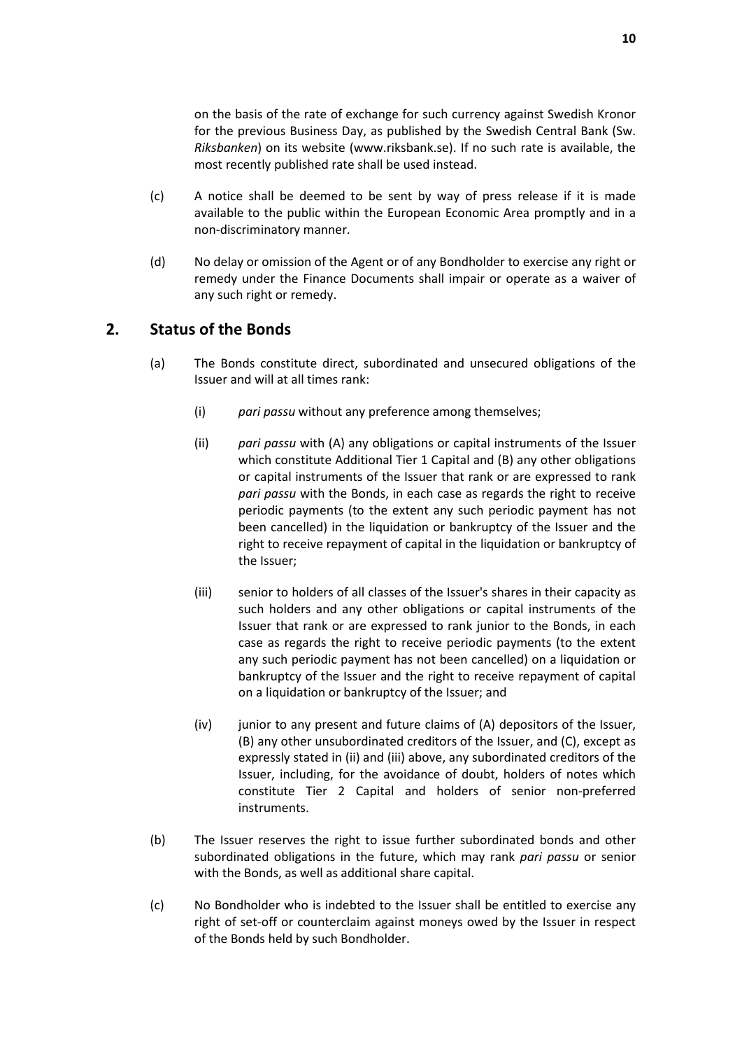on the basis of the rate of exchange for such currency against Swedish Kronor for the previous Business Day, as published by the Swedish Central Bank (Sw. *Riksbanken*) on its website (www.riksbank.se). If no such rate is available, the most recently published rate shall be used instead.

(c) A notice shall be deemed to be sent by way of press release if it is made available to the public within the European Economic Area promptly and in a non-discriminatory manner.

(d) No delay or omission of the Agent or of any Bondholder to exercise any right or remedy under the Finance Documents shall impair or operate as a waiver of any such right or remedy.

## 2. Status of the Bonds

(a) The Bonds constitute direct, subordinated and unsecured obligations of the Issuer and will at all times rank:

(i) *pari passu* without any preference among themselves;

(ii) *pari passu* with (A) any obligations or capital instruments of the Issuer which constitute Additional Tier 1 Capital and (B) any other obligations or capital instruments of the Issuer that rank or are expressed to rank *pari passu* with the Bonds, in each case as regards the right to receive periodic payments (to the extent any such periodic payment has not been cancelled) in the liquidation or bankruptcy of the Issuer and the right to receive repayment of capital in the liquidation or bankruptcy of the Issuer;

(iii) senior to holders of all classes of the Issuer's shares in their capacity as such holders and any other obligations or capital instruments of the Issuer that rank or are expressed to rank junior to the Bonds, in each case as regards the right to receive periodic payments (to the extent any such periodic payment has not been cancelled) on a liquidation or bankruptcy of the Issuer and the right to receive repayment of capital on a liquidation or bankruptcy of the Issuer; and

(iv) junior to any present and future claims of (A) depositors of the Issuer, (B) any other unsubordinated creditors of the Issuer, and (C), except as expressly stated in (ii) and (iii) above, any subordinated creditors of the Issuer, including, for the avoidance of doubt, holders of notes which constitute Tier 2 Capital and holders of senior non-preferred instruments.

(b) The Issuer reserves the right to issue further subordinated bonds and other subordinated obligations in the future, which may rank *pari passu* or senior with the Bonds, as well as additional share capital.

(c) No Bondholder who is indebted to the Issuer shall be entitled to exercise any right of set-off or counterclaim against moneys owed by the Issuer in respect of the Bonds held by such Bondholder.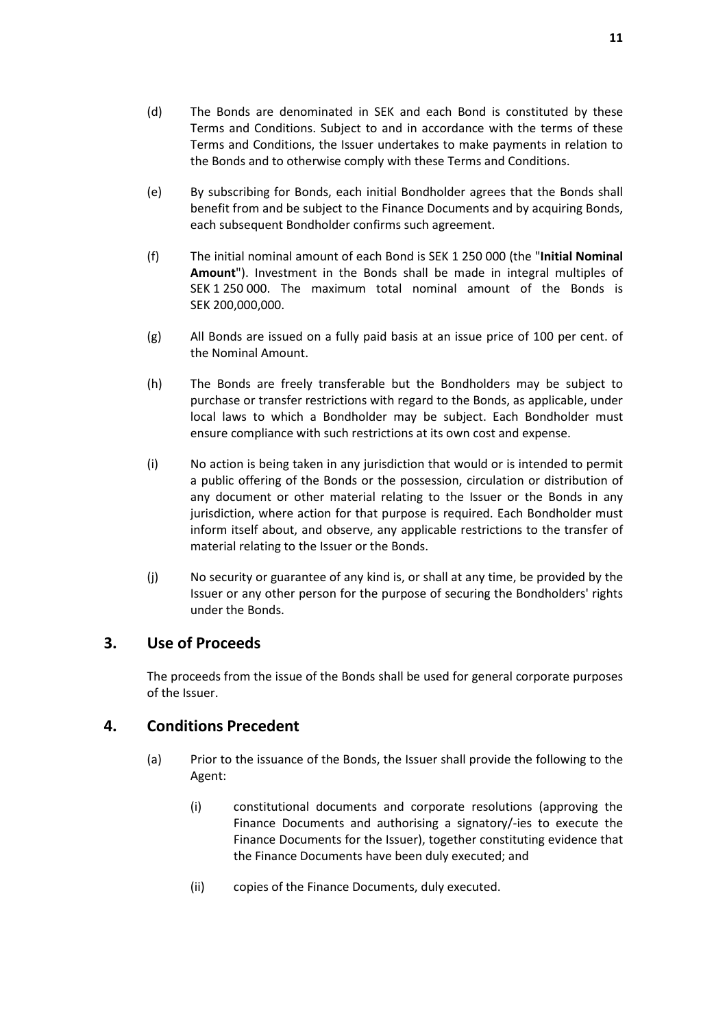(d) The Bonds are denominated in SEK and each Bond is constituted by these Terms and Conditions. Subject to and in accordance with the terms of these Terms and Conditions, the Issuer undertakes to make payments in relation to the Bonds and to otherwise comply with these Terms and Conditions.

(e) By subscribing for Bonds, each initial Bondholder agrees that the Bonds shall benefit from and be subject to the Finance Documents and by acquiring Bonds, each subsequent Bondholder confirms such agreement.

(f) The initial nominal amount of each Bond is SEK 1 250 000 (the "**Initial Nominal Amount**"). Investment in the Bonds shall be made in integral multiples of SEK 1 250 000. The maximum total nominal amount of the Bonds is SEK 200,000,000.

(g) All Bonds are issued on a fully paid basis at an issue price of 100 per cent. of the Nominal Amount.

(h) The Bonds are freely transferable but the Bondholders may be subject to purchase or transfer restrictions with regard to the Bonds, as applicable, under local laws to which a Bondholder may be subject. Each Bondholder must ensure compliance with such restrictions at its own cost and expense.

(i) No action is being taken in any jurisdiction that would or is intended to permit a public offering of the Bonds or the possession, circulation or distribution of any document or other material relating to the Issuer or the Bonds in any jurisdiction, where action for that purpose is required. Each Bondholder must inform itself about, and observe, any applicable restrictions to the transfer of material relating to the Issuer or the Bonds.

(j) No security or guarantee of any kind is, or shall at any time, be provided by the Issuer or any other person for the purpose of securing the Bondholders' rights under the Bonds.

## 3. Use of Proceeds

The proceeds from the issue of the Bonds shall be used for general corporate purposes of the Issuer.

## 4. Conditions Precedent

(a) Prior to the issuance of the Bonds, the Issuer shall provide the following to the Agent:

   (i) constitutional documents and corporate resolutions (approving the Finance Documents and authorising a signatory/-ies to execute the Finance Documents for the Issuer), together constituting evidence that the Finance Documents have been duly executed; and

   (ii) copies of the Finance Documents, duly executed.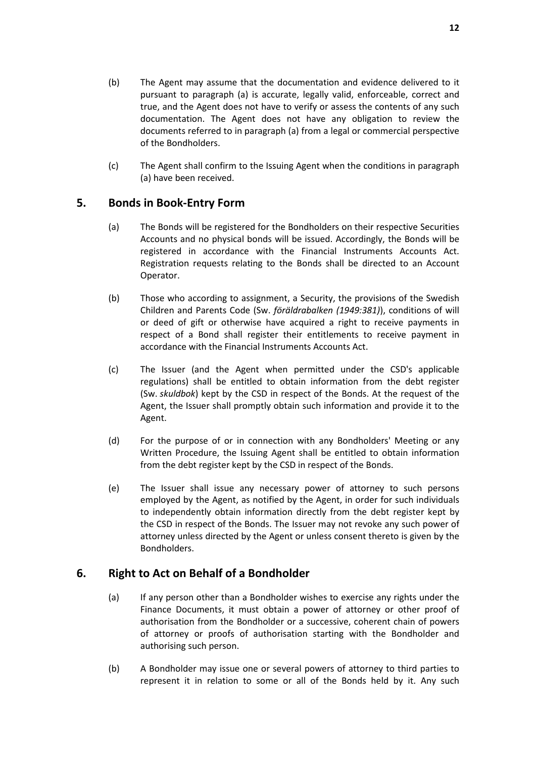(b) The Agent may assume that the documentation and evidence delivered to it pursuant to paragraph (a) is accurate, legally valid, enforceable, correct and true, and the Agent does not have to verify or assess the contents of any such documentation. The Agent does not have any obligation to review the documents referred to in paragraph (a) from a legal or commercial perspective of the Bondholders.

(c) The Agent shall confirm to the Issuing Agent when the conditions in paragraph (a) have been received.

## 5. Bonds in Book-Entry Form

(a) The Bonds will be registered for the Bondholders on their respective Securities Accounts and no physical bonds will be issued. Accordingly, the Bonds will be registered in accordance with the Financial Instruments Accounts Act. Registration requests relating to the Bonds shall be directed to an Account Operator.

(b) Those who according to assignment, a Security, the provisions of the Swedish Children and Parents Code (Sw. *föräldrabalken (1949:381)*), conditions of will or deed of gift or otherwise have acquired a right to receive payments in respect of a Bond shall register their entitlements to receive payment in accordance with the Financial Instruments Accounts Act.

(c) The Issuer (and the Agent when permitted under the CSD's applicable regulations) shall be entitled to obtain information from the debt register (Sw. *skuldbok*) kept by the CSD in respect of the Bonds. At the request of the Agent, the Issuer shall promptly obtain such information and provide it to the Agent.

(d) For the purpose of or in connection with any Bondholders' Meeting or any Written Procedure, the Issuing Agent shall be entitled to obtain information from the debt register kept by the CSD in respect of the Bonds.

(e) The Issuer shall issue any necessary power of attorney to such persons employed by the Agent, as notified by the Agent, in order for such individuals to independently obtain information directly from the debt register kept by the CSD in respect of the Bonds. The Issuer may not revoke any such power of attorney unless directed by the Agent or unless consent thereto is given by the Bondholders.

## 6. Right to Act on Behalf of a Bondholder

(a) If any person other than a Bondholder wishes to exercise any rights under the Finance Documents, it must obtain a power of attorney or other proof of authorisation from the Bondholder or a successive, coherent chain of powers of attorney or proofs of authorisation starting with the Bondholder and authorising such person.

(b) A Bondholder may issue one or several powers of attorney to third parties to represent it in relation to some or all of the Bonds held by it. Any such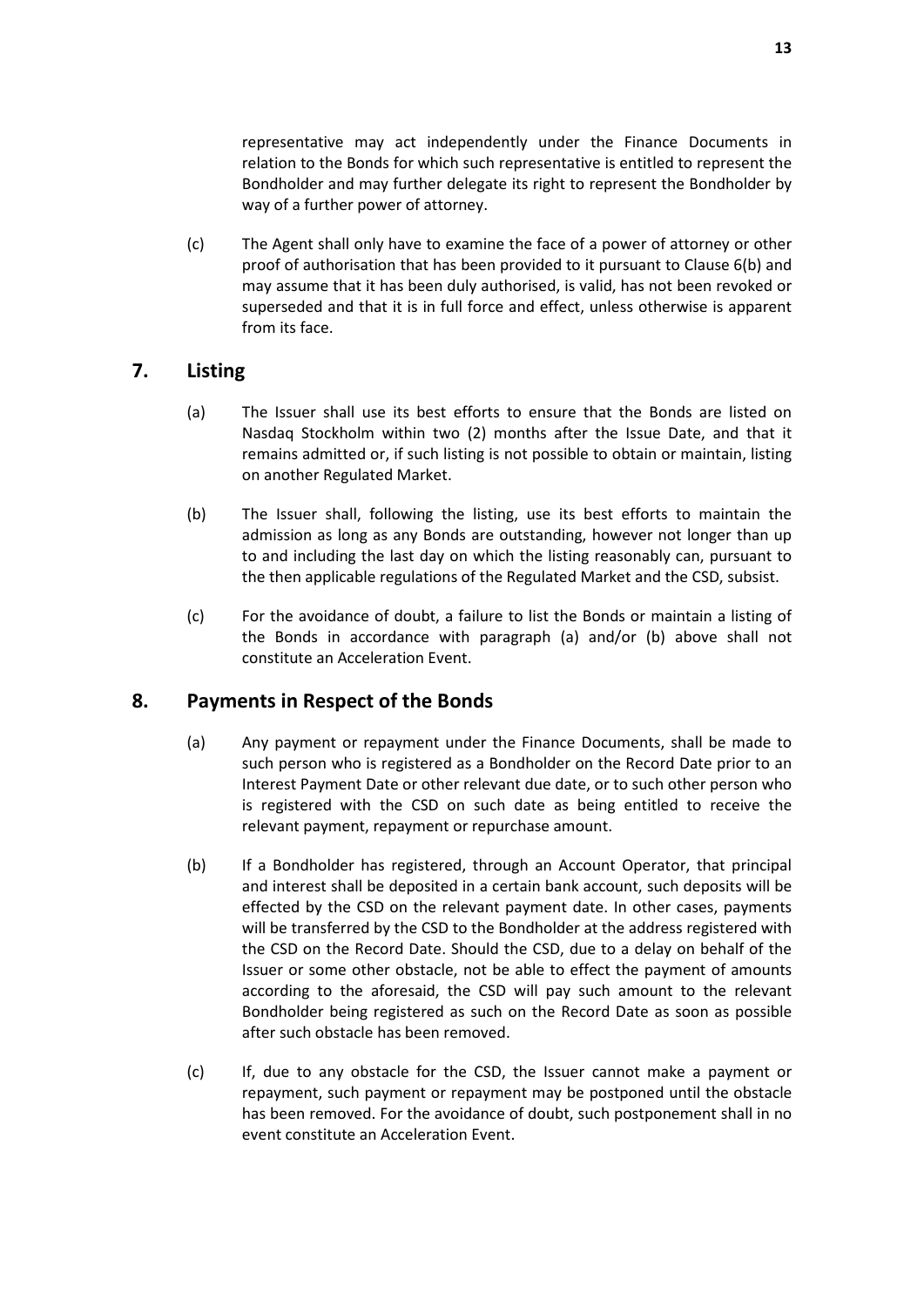representative may act independently under the Finance Documents in relation to the Bonds for which such representative is entitled to represent the Bondholder and may further delegate its right to represent the Bondholder by way of a further power of attorney.

(c) The Agent shall only have to examine the face of a power of attorney or other proof of authorisation that has been provided to it pursuant to Clause 6(b) and may assume that it has been duly authorised, is valid, has not been revoked or superseded and that it is in full force and effect, unless otherwise is apparent from its face.

## 7. Listing

(a) The Issuer shall use its best efforts to ensure that the Bonds are listed on Nasdaq Stockholm within two (2) months after the Issue Date, and that it remains admitted or, if such listing is not possible to obtain or maintain, listing on another Regulated Market.

(b) The Issuer shall, following the listing, use its best efforts to maintain the admission as long as any Bonds are outstanding, however not longer than up to and including the last day on which the listing reasonably can, pursuant to the then applicable regulations of the Regulated Market and the CSD, subsist.

(c) For the avoidance of doubt, a failure to list the Bonds or maintain a listing of the Bonds in accordance with paragraph (a) and/or (b) above shall not constitute an Acceleration Event.

## 8. Payments in Respect of the Bonds

(a) Any payment or repayment under the Finance Documents, shall be made to such person who is registered as a Bondholder on the Record Date prior to an Interest Payment Date or other relevant due date, or to such other person who is registered with the CSD on such date as being entitled to receive the relevant payment, repayment or repurchase amount.

(b) If a Bondholder has registered, through an Account Operator, that principal and interest shall be deposited in a certain bank account, such deposits will be effected by the CSD on the relevant payment date. In other cases, payments will be transferred by the CSD to the Bondholder at the address registered with the CSD on the Record Date. Should the CSD, due to a delay on behalf of the Issuer or some other obstacle, not be able to effect the payment of amounts according to the aforesaid, the CSD will pay such amount to the relevant Bondholder being registered as such on the Record Date as soon as possible after such obstacle has been removed.

(c) If, due to any obstacle for the CSD, the Issuer cannot make a payment or repayment, such payment or repayment may be postponed until the obstacle has been removed. For the avoidance of doubt, such postponement shall in no event constitute an Acceleration Event.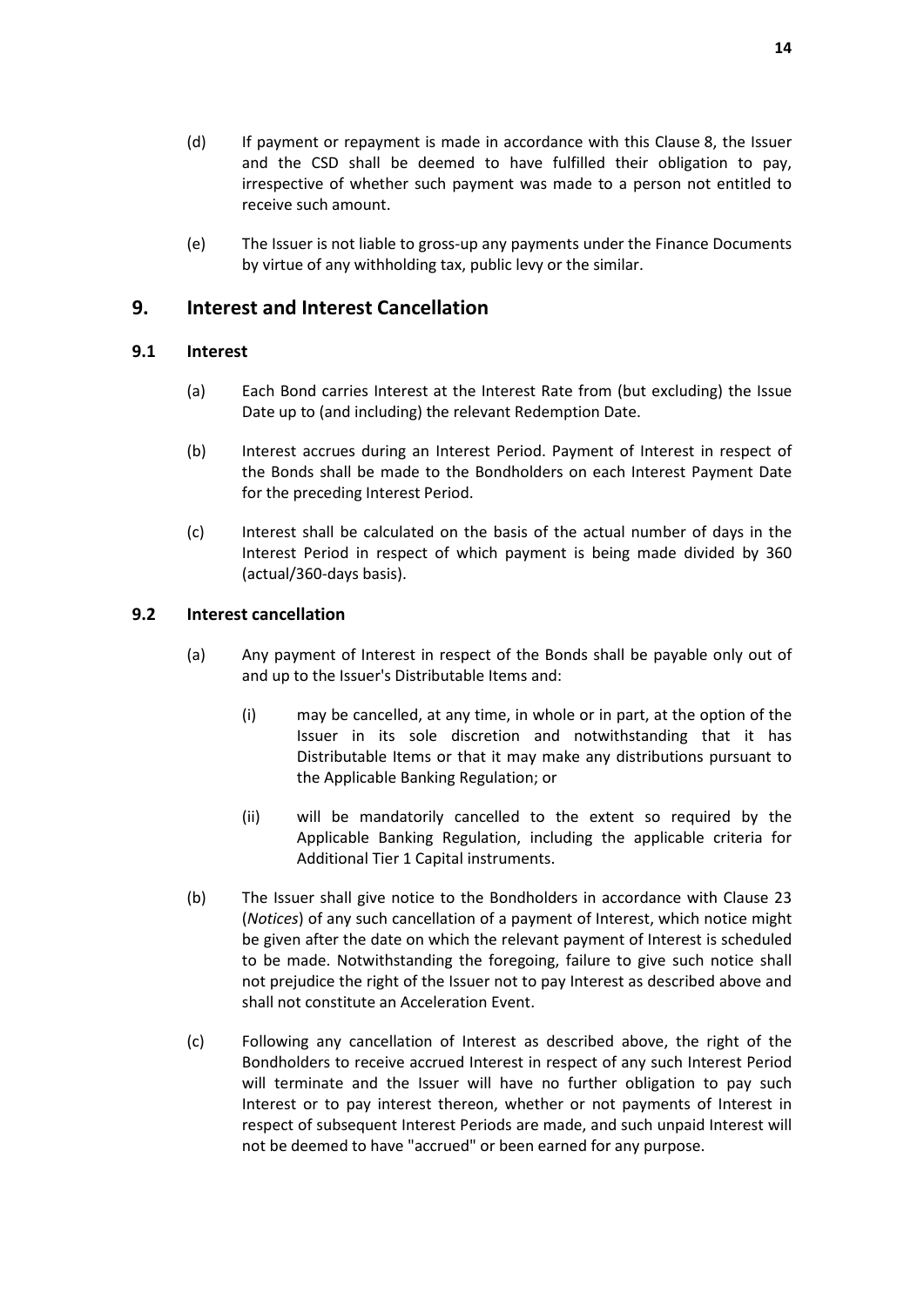(d) If payment or repayment is made in accordance with this Clause 8, the Issuer and the CSD shall be deemed to have fulfilled their obligation to pay, irrespective of whether such payment was made to a person not entitled to receive such amount.

(e) The Issuer is not liable to gross-up any payments under the Finance Documents by virtue of any withholding tax, public levy or the similar.

## 9. Interest and Interest Cancellation

### 9.1 Interest

(a) Each Bond carries Interest at the Interest Rate from (but excluding) the Issue Date up to (and including) the relevant Redemption Date.

(b) Interest accrues during an Interest Period. Payment of Interest in respect of the Bonds shall be made to the Bondholders on each Interest Payment Date for the preceding Interest Period.

(c) Interest shall be calculated on the basis of the actual number of days in the Interest Period in respect of which payment is being made divided by 360 (actual/360-days basis).

### 9.2 Interest cancellation

(a) Any payment of Interest in respect of the Bonds shall be payable only out of and up to the Issuer's Distributable Items and:

   (i) may be cancelled, at any time, in whole or in part, at the option of the Issuer in its sole discretion and notwithstanding that it has Distributable Items or that it may make any distributions pursuant to the Applicable Banking Regulation; or

   (ii) will be mandatorily cancelled to the extent so required by the Applicable Banking Regulation, including the applicable criteria for Additional Tier 1 Capital instruments.

(b) The Issuer shall give notice to the Bondholders in accordance with Clause 23 (*Notices*) of any such cancellation of a payment of Interest, which notice might be given after the date on which the relevant payment of Interest is scheduled to be made. Notwithstanding the foregoing, failure to give such notice shall not prejudice the right of the Issuer not to pay Interest as described above and shall not constitute an Acceleration Event.

(c) Following any cancellation of Interest as described above, the right of the Bondholders to receive accrued Interest in respect of any such Interest Period will terminate and the Issuer will have no further obligation to pay such Interest or to pay interest thereon, whether or not payments of Interest in respect of subsequent Interest Periods are made, and such unpaid Interest will not be deemed to have "accrued" or been earned for any purpose.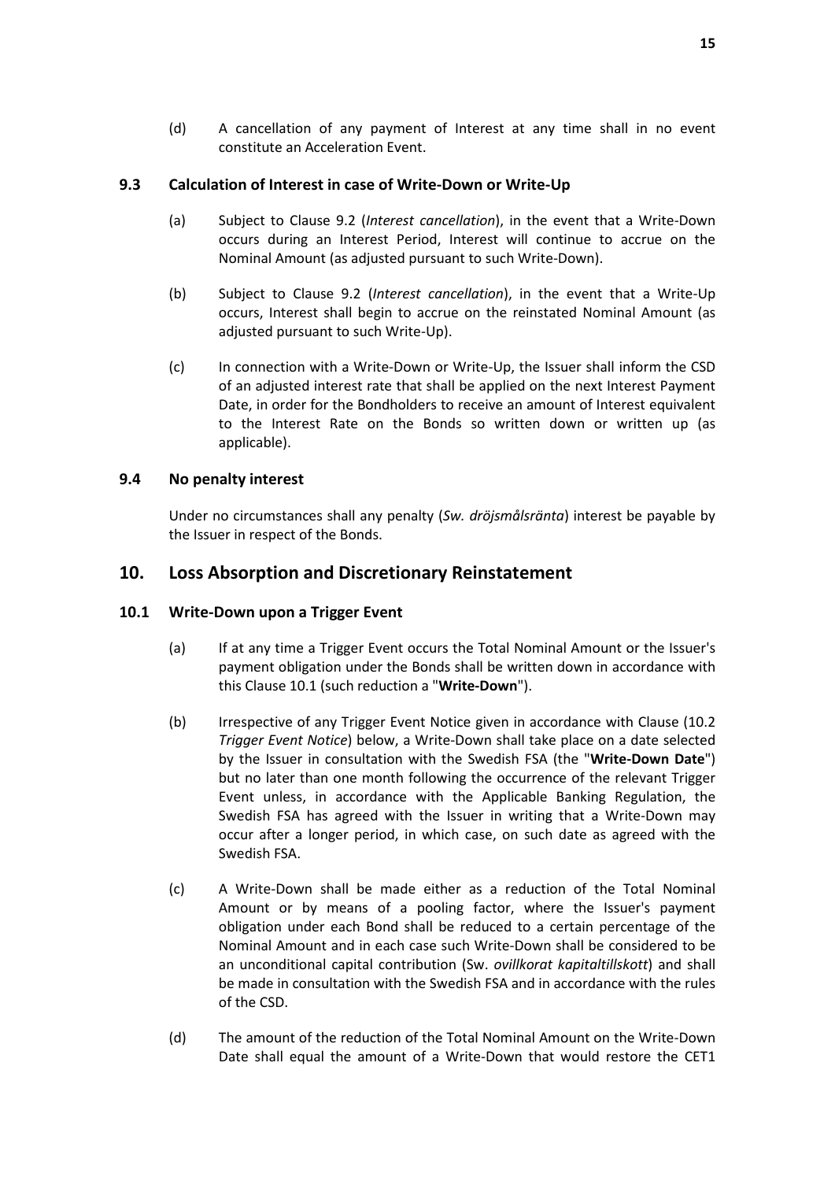(d) A cancellation of any payment of Interest at any time shall in no event constitute an Acceleration Event.

### 9.3 Calculation of Interest in case of Write-Down or Write-Up

(a) Subject to Clause 9.2 (*Interest cancellation*), in the event that a Write-Down occurs during an Interest Period, Interest will continue to accrue on the Nominal Amount (as adjusted pursuant to such Write-Down).

(b) Subject to Clause 9.2 (*Interest cancellation*), in the event that a Write-Up occurs, Interest shall begin to accrue on the reinstated Nominal Amount (as adjusted pursuant to such Write-Up).

(c) In connection with a Write-Down or Write-Up, the Issuer shall inform the CSD of an adjusted interest rate that shall be applied on the next Interest Payment Date, in order for the Bondholders to receive an amount of Interest equivalent to the Interest Rate on the Bonds so written down or written up (as applicable).

### 9.4 No penalty interest

Under no circumstances shall any penalty (*Sw. dröjsmålsränta*) interest be payable by the Issuer in respect of the Bonds.

## 10. Loss Absorption and Discretionary Reinstatement

### 10.1 Write-Down upon a Trigger Event

(a) If at any time a Trigger Event occurs the Total Nominal Amount or the Issuer's payment obligation under the Bonds shall be written down in accordance with this Clause 10.1 (such reduction a "**Write-Down**").

(b) Irrespective of any Trigger Event Notice given in accordance with Clause (10.2 *Trigger Event Notice*) below, a Write-Down shall take place on a date selected by the Issuer in consultation with the Swedish FSA (the "**Write-Down Date**") but no later than one month following the occurrence of the relevant Trigger Event unless, in accordance with the Applicable Banking Regulation, the Swedish FSA has agreed with the Issuer in writing that a Write-Down may occur after a longer period, in which case, on such date as agreed with the Swedish FSA.

(c) A Write-Down shall be made either as a reduction of the Total Nominal Amount or by means of a pooling factor, where the Issuer's payment obligation under each Bond shall be reduced to a certain percentage of the Nominal Amount and in each case such Write-Down shall be considered to be an unconditional capital contribution (Sw. *ovillkorat kapitaltillskott*) and shall be made in consultation with the Swedish FSA and in accordance with the rules of the CSD.

(d) The amount of the reduction of the Total Nominal Amount on the Write-Down Date shall equal the amount of a Write-Down that would restore the CET1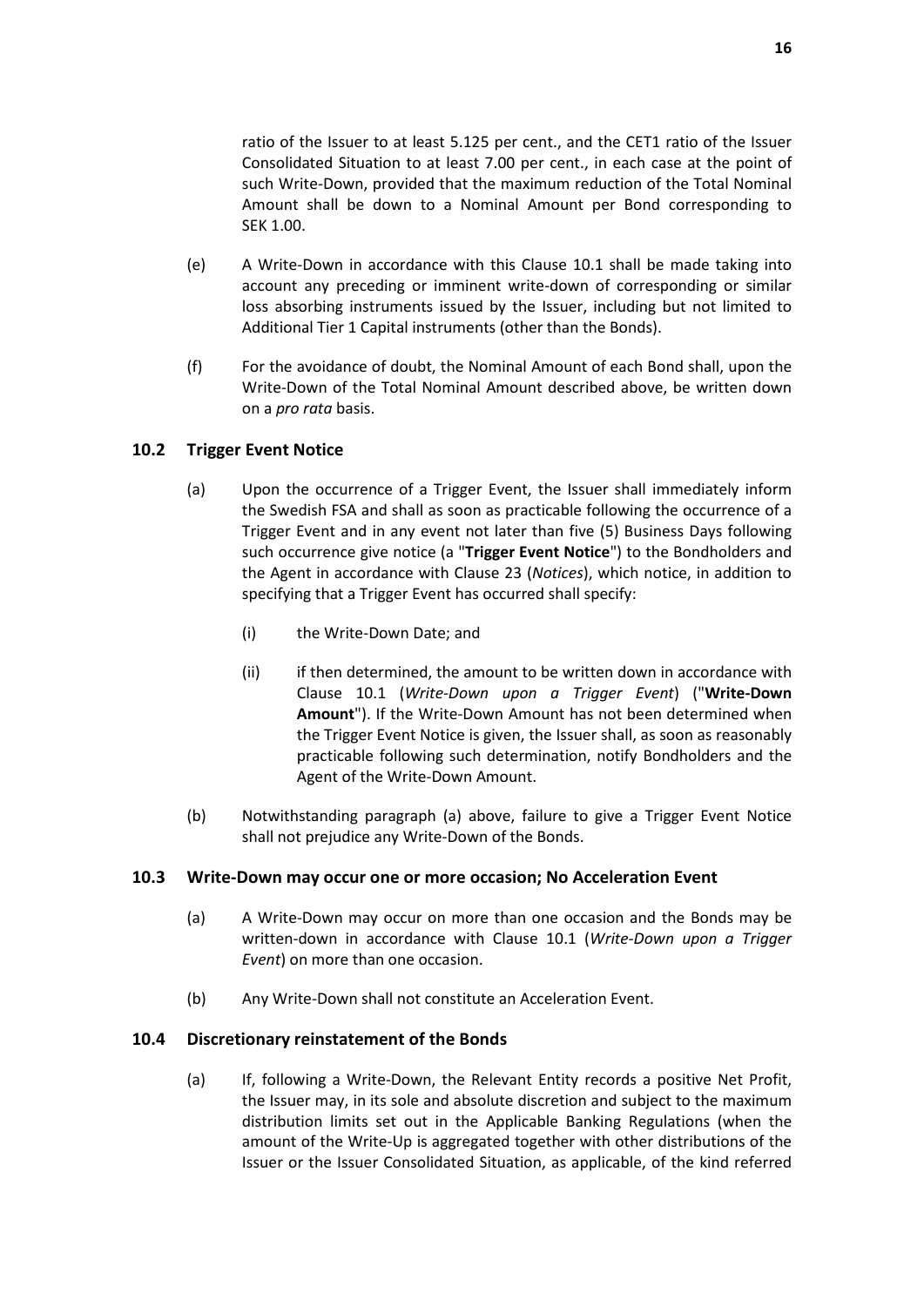ratio of the Issuer to at least 5.125 per cent., and the CET1 ratio of the Issuer Consolidated Situation to at least 7.00 per cent., in each case at the point of such Write-Down, provided that the maximum reduction of the Total Nominal Amount shall be down to a Nominal Amount per Bond corresponding to SEK 1.00.

(e) A Write-Down in accordance with this Clause 10.1 shall be made taking into account any preceding or imminent write-down of corresponding or similar loss absorbing instruments issued by the Issuer, including but not limited to Additional Tier 1 Capital instruments (other than the Bonds).

(f) For the avoidance of doubt, the Nominal Amount of each Bond shall, upon the Write-Down of the Total Nominal Amount described above, be written down on a *pro rata* basis.

### 10.2 Trigger Event Notice

(a) Upon the occurrence of a Trigger Event, the Issuer shall immediately inform the Swedish FSA and shall as soon as practicable following the occurrence of a Trigger Event and in any event not later than five (5) Business Days following such occurrence give notice (a "**Trigger Event Notice**") to the Bondholders and the Agent in accordance with Clause 23 (*Notices*), which notice, in addition to specifying that a Trigger Event has occurred shall specify:

(i) the Write-Down Date; and

(ii) if then determined, the amount to be written down in accordance with Clause 10.1 (*Write-Down upon a Trigger Event*) ("**Write-Down Amount**"). If the Write-Down Amount has not been determined when the Trigger Event Notice is given, the Issuer shall, as soon as reasonably practicable following such determination, notify Bondholders and the Agent of the Write-Down Amount.

(b) Notwithstanding paragraph (a) above, failure to give a Trigger Event Notice shall not prejudice any Write-Down of the Bonds.

### 10.3 Write-Down may occur one or more occasion; No Acceleration Event

(a) A Write-Down may occur on more than one occasion and the Bonds may be written-down in accordance with Clause 10.1 (*Write-Down upon a Trigger Event*) on more than one occasion.

(b) Any Write-Down shall not constitute an Acceleration Event.

### 10.4 Discretionary reinstatement of the Bonds

(a) If, following a Write-Down, the Relevant Entity records a positive Net Profit, the Issuer may, in its sole and absolute discretion and subject to the maximum distribution limits set out in the Applicable Banking Regulations (when the amount of the Write-Up is aggregated together with other distributions of the Issuer or the Issuer Consolidated Situation, as applicable, of the kind referred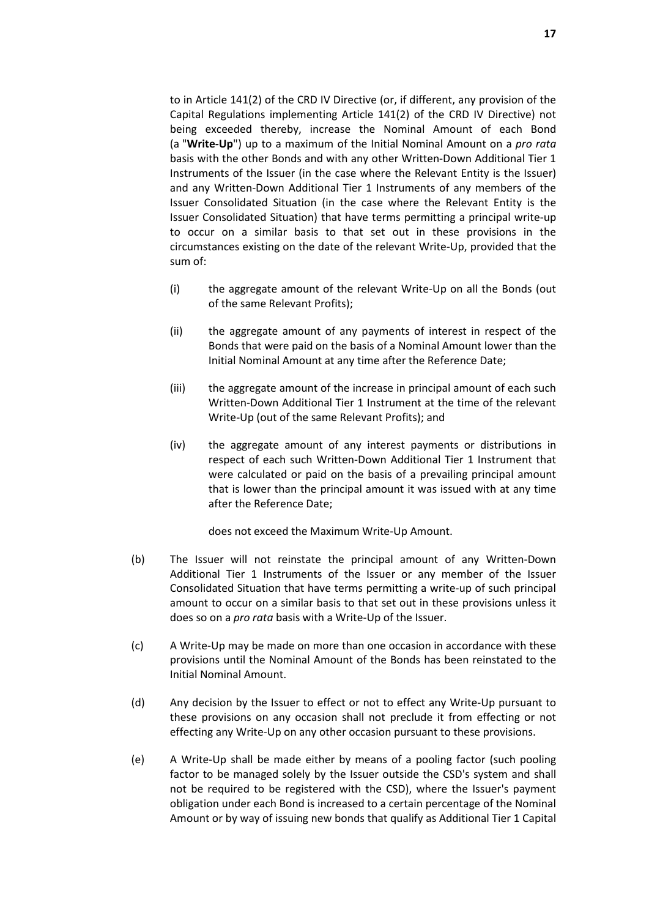to in Article 141(2) of the CRD IV Directive (or, if different, any provision of the Capital Regulations implementing Article 141(2) of the CRD IV Directive) not being exceeded thereby, increase the Nominal Amount of each Bond (a "**Write-Up**") up to a maximum of the Initial Nominal Amount on a *pro rata* basis with the other Bonds and with any other Written-Down Additional Tier 1 Instruments of the Issuer (in the case where the Relevant Entity is the Issuer) and any Written-Down Additional Tier 1 Instruments of any members of the Issuer Consolidated Situation (in the case where the Relevant Entity is the Issuer Consolidated Situation) that have terms permitting a principal write-up to occur on a similar basis to that set out in these provisions in the circumstances existing on the date of the relevant Write-Up, provided that the sum of:

(i) the aggregate amount of the relevant Write-Up on all the Bonds (out of the same Relevant Profits);

(ii) the aggregate amount of any payments of interest in respect of the Bonds that were paid on the basis of a Nominal Amount lower than the Initial Nominal Amount at any time after the Reference Date;

(iii) the aggregate amount of the increase in principal amount of each such Written-Down Additional Tier 1 Instrument at the time of the relevant Write-Up (out of the same Relevant Profits); and

(iv) the aggregate amount of any interest payments or distributions in respect of each such Written-Down Additional Tier 1 Instrument that were calculated or paid on the basis of a prevailing principal amount that is lower than the principal amount it was issued with at any time after the Reference Date;

does not exceed the Maximum Write-Up Amount.

(b) The Issuer will not reinstate the principal amount of any Written-Down Additional Tier 1 Instruments of the Issuer or any member of the Issuer Consolidated Situation that have terms permitting a write-up of such principal amount to occur on a similar basis to that set out in these provisions unless it does so on a *pro rata* basis with a Write-Up of the Issuer.

(c) A Write-Up may be made on more than one occasion in accordance with these provisions until the Nominal Amount of the Bonds has been reinstated to the Initial Nominal Amount.

(d) Any decision by the Issuer to effect or not to effect any Write-Up pursuant to these provisions on any occasion shall not preclude it from effecting or not effecting any Write-Up on any other occasion pursuant to these provisions.

(e) A Write-Up shall be made either by means of a pooling factor (such pooling factor to be managed solely by the Issuer outside the CSD's system and shall not be required to be registered with the CSD), where the Issuer's payment obligation under each Bond is increased to a certain percentage of the Nominal Amount or by way of issuing new bonds that qualify as Additional Tier 1 Capital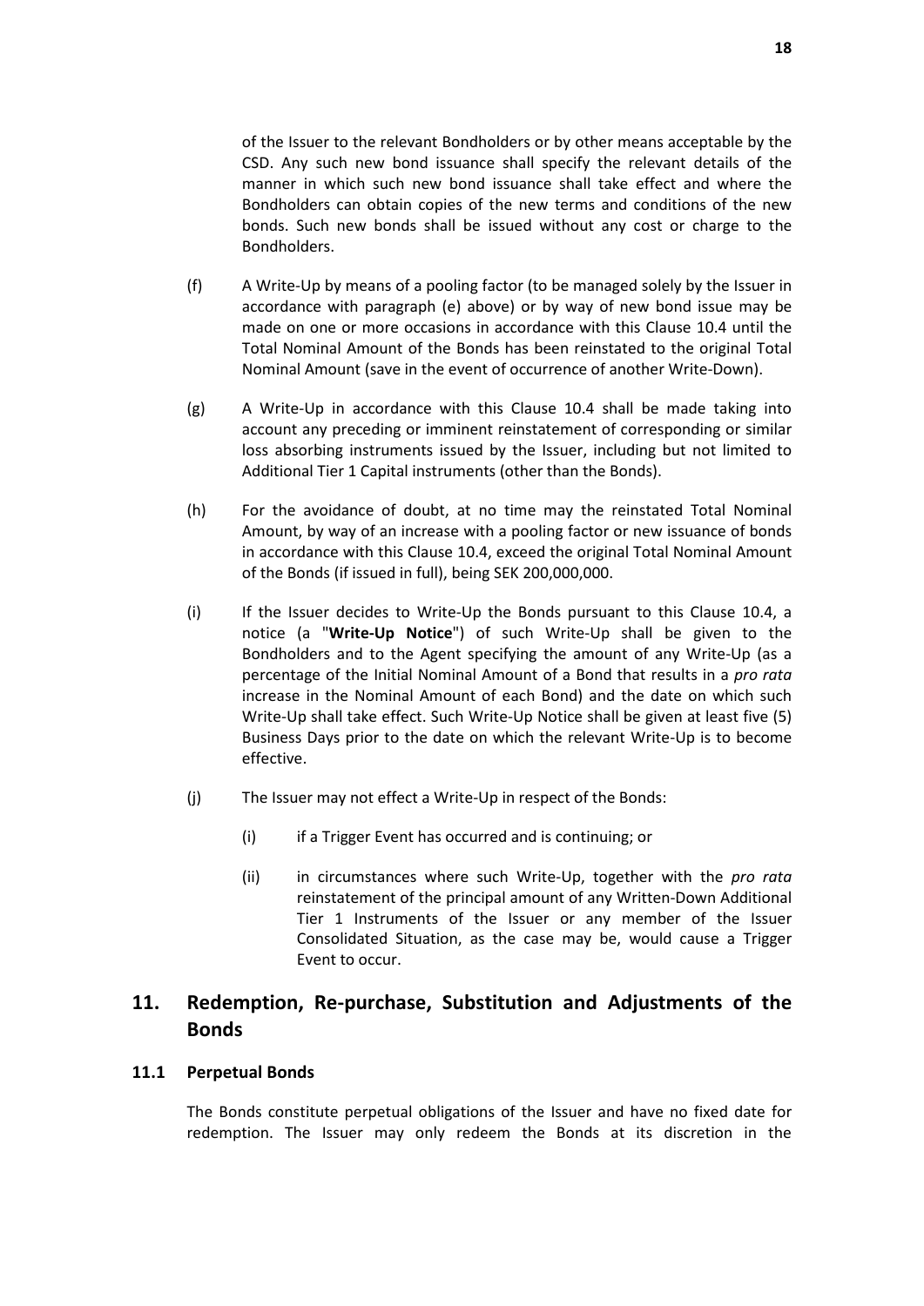of the Issuer to the relevant Bondholders or by other means acceptable by the CSD. Any such new bond issuance shall specify the relevant details of the manner in which such new bond issuance shall take effect and where the Bondholders can obtain copies of the new terms and conditions of the new bonds. Such new bonds shall be issued without any cost or charge to the Bondholders.

(f) A Write-Up by means of a pooling factor (to be managed solely by the Issuer in accordance with paragraph (e) above) or by way of new bond issue may be made on one or more occasions in accordance with this Clause 10.4 until the Total Nominal Amount of the Bonds has been reinstated to the original Total Nominal Amount (save in the event of occurrence of another Write-Down).

(g) A Write-Up in accordance with this Clause 10.4 shall be made taking into account any preceding or imminent reinstatement of corresponding or similar loss absorbing instruments issued by the Issuer, including but not limited to Additional Tier 1 Capital instruments (other than the Bonds).

(h) For the avoidance of doubt, at no time may the reinstated Total Nominal Amount, by way of an increase with a pooling factor or new issuance of bonds in accordance with this Clause 10.4, exceed the original Total Nominal Amount of the Bonds (if issued in full), being SEK 200,000,000.

(i) If the Issuer decides to Write-Up the Bonds pursuant to this Clause 10.4, a notice (a "**Write-Up Notice**") of such Write-Up shall be given to the Bondholders and to the Agent specifying the amount of any Write-Up (as a percentage of the Initial Nominal Amount of a Bond that results in a *pro rata* increase in the Nominal Amount of each Bond) and the date on which such Write-Up shall take effect. Such Write-Up Notice shall be given at least five (5) Business Days prior to the date on which the relevant Write-Up is to become effective.

(j) The Issuer may not effect a Write-Up in respect of the Bonds:

   (i) if a Trigger Event has occurred and is continuing; or

   (ii) in circumstances where such Write-Up, together with the *pro rata* reinstatement of the principal amount of any Written-Down Additional Tier 1 Instruments of the Issuer or any member of the Issuer Consolidated Situation, as the case may be, would cause a Trigger Event to occur.

## 11. Redemption, Re-purchase, Substitution and Adjustments of the Bonds

### 11.1 Perpetual Bonds

The Bonds constitute perpetual obligations of the Issuer and have no fixed date for redemption. The Issuer may only redeem the Bonds at its discretion in the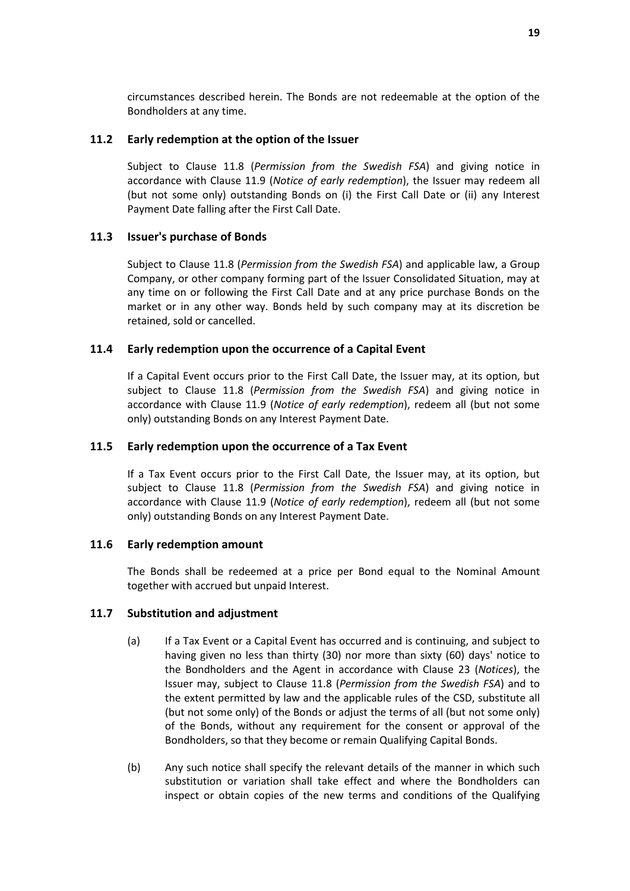circumstances described herein. The Bonds are not redeemable at the option of the Bondholders at any time.

## 11.2 Early redemption at the option of the Issuer

Subject to Clause 11.8 (*Permission from the Swedish FSA*) and giving notice in accordance with Clause 11.9 (*Notice of early redemption*), the Issuer may redeem all (but not some only) outstanding Bonds on (i) the First Call Date or (ii) any Interest Payment Date falling after the First Call Date.

## 11.3 Issuer's purchase of Bonds

Subject to Clause 11.8 (*Permission from the Swedish FSA*) and applicable law, a Group Company, or other company forming part of the Issuer Consolidated Situation, may at any time on or following the First Call Date and at any price purchase Bonds on the market or in any other way. Bonds held by such company may at its discretion be retained, sold or cancelled.

## 11.4 Early redemption upon the occurrence of a Capital Event

If a Capital Event occurs prior to the First Call Date, the Issuer may, at its option, but subject to Clause 11.8 (*Permission from the Swedish FSA*) and giving notice in accordance with Clause 11.9 (*Notice of early redemption*), redeem all (but not some only) outstanding Bonds on any Interest Payment Date.

## 11.5 Early redemption upon the occurrence of a Tax Event

If a Tax Event occurs prior to the First Call Date, the Issuer may, at its option, but subject to Clause 11.8 (*Permission from the Swedish FSA*) and giving notice in accordance with Clause 11.9 (*Notice of early redemption*), redeem all (but not some only) outstanding Bonds on any Interest Payment Date.

## 11.6 Early redemption amount

The Bonds shall be redeemed at a price per Bond equal to the Nominal Amount together with accrued but unpaid Interest.

## 11.7 Substitution and adjustment

(a) If a Tax Event or a Capital Event has occurred and is continuing, and subject to having given no less than thirty (30) nor more than sixty (60) days' notice to the Bondholders and the Agent in accordance with Clause 23 (*Notices*), the Issuer may, subject to Clause 11.8 (*Permission from the Swedish FSA*) and to the extent permitted by law and the applicable rules of the CSD, substitute all (but not some only) of the Bonds or adjust the terms of all (but not some only) of the Bonds, without any requirement for the consent or approval of the Bondholders, so that they become or remain Qualifying Capital Bonds.

(b) Any such notice shall specify the relevant details of the manner in which such substitution or variation shall take effect and where the Bondholders can inspect or obtain copies of the new terms and conditions of the Qualifying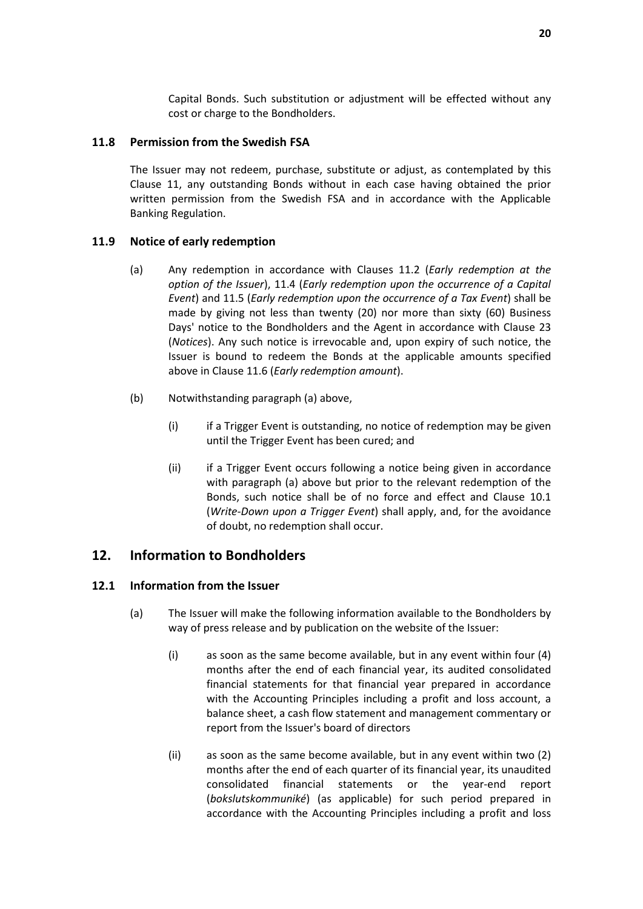Capital Bonds. Such substitution or adjustment will be effected without any cost or charge to the Bondholders.

### 11.8 Permission from the Swedish FSA

The Issuer may not redeem, purchase, substitute or adjust, as contemplated by this Clause 11, any outstanding Bonds without in each case having obtained the prior written permission from the Swedish FSA and in accordance with the Applicable Banking Regulation.

### 11.9 Notice of early redemption

(a) Any redemption in accordance with Clauses 11.2 (*Early redemption at the option of the Issuer*), 11.4 (*Early redemption upon the occurrence of a Capital Event*) and 11.5 (*Early redemption upon the occurrence of a Tax Event*) shall be made by giving not less than twenty (20) nor more than sixty (60) Business Days' notice to the Bondholders and the Agent in accordance with Clause 23 (*Notices*). Any such notice is irrevocable and, upon expiry of such notice, the Issuer is bound to redeem the Bonds at the applicable amounts specified above in Clause 11.6 (*Early redemption amount*).

(b) Notwithstanding paragraph (a) above,

(i) if a Trigger Event is outstanding, no notice of redemption may be given until the Trigger Event has been cured; and

(ii) if a Trigger Event occurs following a notice being given in accordance with paragraph (a) above but prior to the relevant redemption of the Bonds, such notice shall be of no force and effect and Clause 10.1 (*Write-Down upon a Trigger Event*) shall apply, and, for the avoidance of doubt, no redemption shall occur.

## 12. Information to Bondholders

### 12.1 Information from the Issuer

(a) The Issuer will make the following information available to the Bondholders by way of press release and by publication on the website of the Issuer:

(i) as soon as the same become available, but in any event within four (4) months after the end of each financial year, its audited consolidated financial statements for that financial year prepared in accordance with the Accounting Principles including a profit and loss account, a balance sheet, a cash flow statement and management commentary or report from the Issuer's board of directors

(ii) as soon as the same become available, but in any event within two (2) months after the end of each quarter of its financial year, its unaudited consolidated financial statements or the year-end report (*bokslutskommuniké*) (as applicable) for such period prepared in accordance with the Accounting Principles including a profit and loss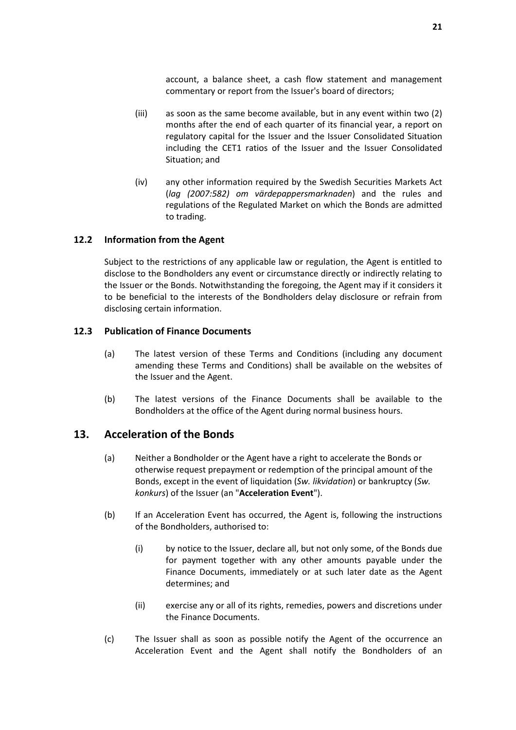account, a balance sheet, a cash flow statement and management commentary or report from the Issuer's board of directors;

(iii) as soon as the same become available, but in any event within two (2) months after the end of each quarter of its financial year, a report on regulatory capital for the Issuer and the Issuer Consolidated Situation including the CET1 ratios of the Issuer and the Issuer Consolidated Situation; and

(iv) any other information required by the Swedish Securities Markets Act (*lag (2007:582) om värdepappersmarknaden*) and the rules and regulations of the Regulated Market on which the Bonds are admitted to trading.

### 12.2 Information from the Agent

Subject to the restrictions of any applicable law or regulation, the Agent is entitled to disclose to the Bondholders any event or circumstance directly or indirectly relating to the Issuer or the Bonds. Notwithstanding the foregoing, the Agent may if it considers it to be beneficial to the interests of the Bondholders delay disclosure or refrain from disclosing certain information.

### 12.3 Publication of Finance Documents

(a) The latest version of these Terms and Conditions (including any document amending these Terms and Conditions) shall be available on the websites of the Issuer and the Agent.

(b) The latest versions of the Finance Documents shall be available to the Bondholders at the office of the Agent during normal business hours.

## 13. Acceleration of the Bonds

(a) Neither a Bondholder or the Agent have a right to accelerate the Bonds or otherwise request prepayment or redemption of the principal amount of the Bonds, except in the event of liquidation (*Sw. likvidation*) or bankruptcy (*Sw. konkurs*) of the Issuer (an "**Acceleration Event**").

(b) If an Acceleration Event has occurred, the Agent is, following the instructions of the Bondholders, authorised to:

(i) by notice to the Issuer, declare all, but not only some, of the Bonds due for payment together with any other amounts payable under the Finance Documents, immediately or at such later date as the Agent determines; and

(ii) exercise any or all of its rights, remedies, powers and discretions under the Finance Documents.

(c) The Issuer shall as soon as possible notify the Agent of the occurrence an Acceleration Event and the Agent shall notify the Bondholders of an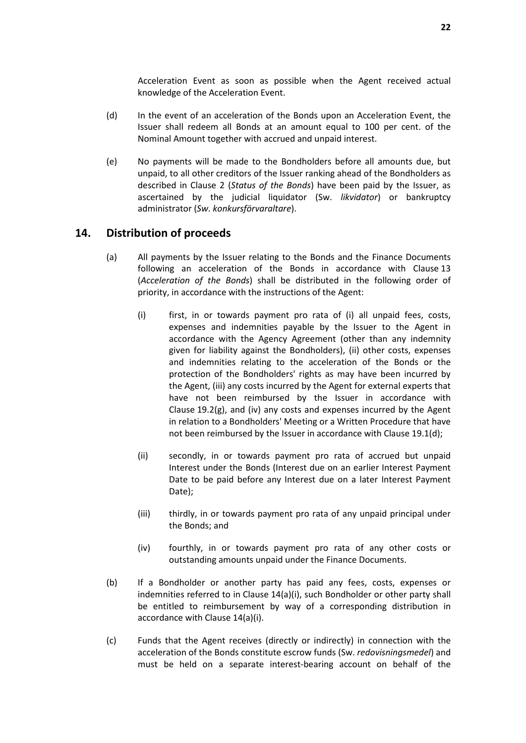Acceleration Event as soon as possible when the Agent received actual knowledge of the Acceleration Event.

(d) In the event of an acceleration of the Bonds upon an Acceleration Event, the Issuer shall redeem all Bonds at an amount equal to 100 per cent. of the Nominal Amount together with accrued and unpaid interest.

(e) No payments will be made to the Bondholders before all amounts due, but unpaid, to all other creditors of the Issuer ranking ahead of the Bondholders as described in Clause 2 (*Status of the Bonds*) have been paid by the Issuer, as ascertained by the judicial liquidator (Sw. *likvidator*) or bankruptcy administrator (*Sw. konkursförvaraltare*).

## 14. Distribution of proceeds

(a) All payments by the Issuer relating to the Bonds and the Finance Documents following an acceleration of the Bonds in accordance with Clause 13 (*Acceleration of the Bonds*) shall be distributed in the following order of priority, in accordance with the instructions of the Agent:

(i) first, in or towards payment pro rata of (i) all unpaid fees, costs, expenses and indemnities payable by the Issuer to the Agent in accordance with the Agency Agreement (other than any indemnity given for liability against the Bondholders), (ii) other costs, expenses and indemnities relating to the acceleration of the Bonds or the protection of the Bondholders' rights as may have been incurred by the Agent, (iii) any costs incurred by the Agent for external experts that have not been reimbursed by the Issuer in accordance with Clause 19.2(g), and (iv) any costs and expenses incurred by the Agent in relation to a Bondholders' Meeting or a Written Procedure that have not been reimbursed by the Issuer in accordance with Clause 19.1(d);

(ii) secondly, in or towards payment pro rata of accrued but unpaid Interest under the Bonds (Interest due on an earlier Interest Payment Date to be paid before any Interest due on a later Interest Payment Date);

(iii) thirdly, in or towards payment pro rata of any unpaid principal under the Bonds; and

(iv) fourthly, in or towards payment pro rata of any other costs or outstanding amounts unpaid under the Finance Documents.

(b) If a Bondholder or another party has paid any fees, costs, expenses or indemnities referred to in Clause 14(a)(i), such Bondholder or other party shall be entitled to reimbursement by way of a corresponding distribution in accordance with Clause 14(a)(i).

(c) Funds that the Agent receives (directly or indirectly) in connection with the acceleration of the Bonds constitute escrow funds (Sw. *redovisningsmedel*) and must be held on a separate interest-bearing account on behalf of the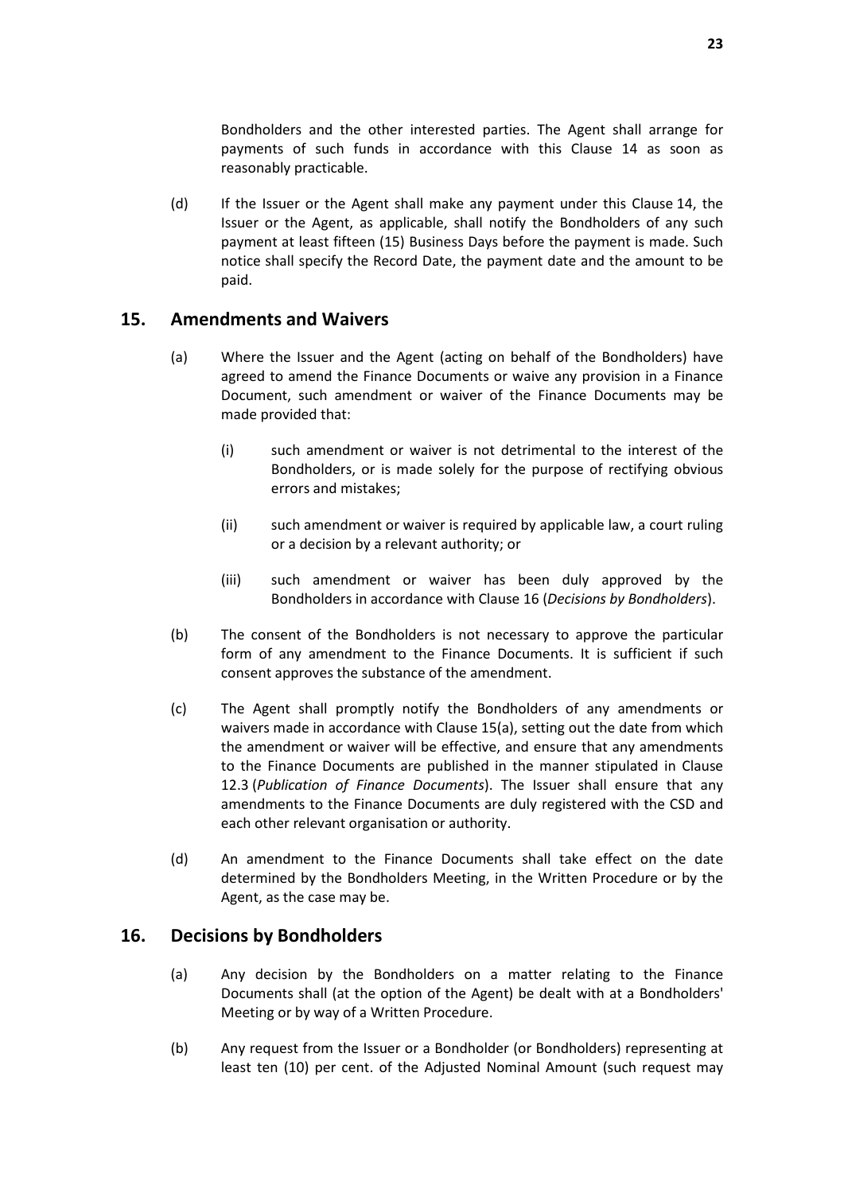Bondholders and the other interested parties. The Agent shall arrange for payments of such funds in accordance with this Clause 14 as soon as reasonably practicable.

(d) If the Issuer or the Agent shall make any payment under this Clause 14, the Issuer or the Agent, as applicable, shall notify the Bondholders of any such payment at least fifteen (15) Business Days before the payment is made. Such notice shall specify the Record Date, the payment date and the amount to be paid.

## 15. Amendments and Waivers

(a) Where the Issuer and the Agent (acting on behalf of the Bondholders) have agreed to amend the Finance Documents or waive any provision in a Finance Document, such amendment or waiver of the Finance Documents may be made provided that:

(i) such amendment or waiver is not detrimental to the interest of the Bondholders, or is made solely for the purpose of rectifying obvious errors and mistakes;

(ii) such amendment or waiver is required by applicable law, a court ruling or a decision by a relevant authority; or

(iii) such amendment or waiver has been duly approved by the Bondholders in accordance with Clause 16 (*Decisions by Bondholders*).

(b) The consent of the Bondholders is not necessary to approve the particular form of any amendment to the Finance Documents. It is sufficient if such consent approves the substance of the amendment.

(c) The Agent shall promptly notify the Bondholders of any amendments or waivers made in accordance with Clause 15(a), setting out the date from which the amendment or waiver will be effective, and ensure that any amendments to the Finance Documents are published in the manner stipulated in Clause 12.3 (*Publication of Finance Documents*). The Issuer shall ensure that any amendments to the Finance Documents are duly registered with the CSD and each other relevant organisation or authority.

(d) An amendment to the Finance Documents shall take effect on the date determined by the Bondholders Meeting, in the Written Procedure or by the Agent, as the case may be.

## 16. Decisions by Bondholders

(a) Any decision by the Bondholders on a matter relating to the Finance Documents shall (at the option of the Agent) be dealt with at a Bondholders' Meeting or by way of a Written Procedure.

(b) Any request from the Issuer or a Bondholder (or Bondholders) representing at least ten (10) per cent. of the Adjusted Nominal Amount (such request may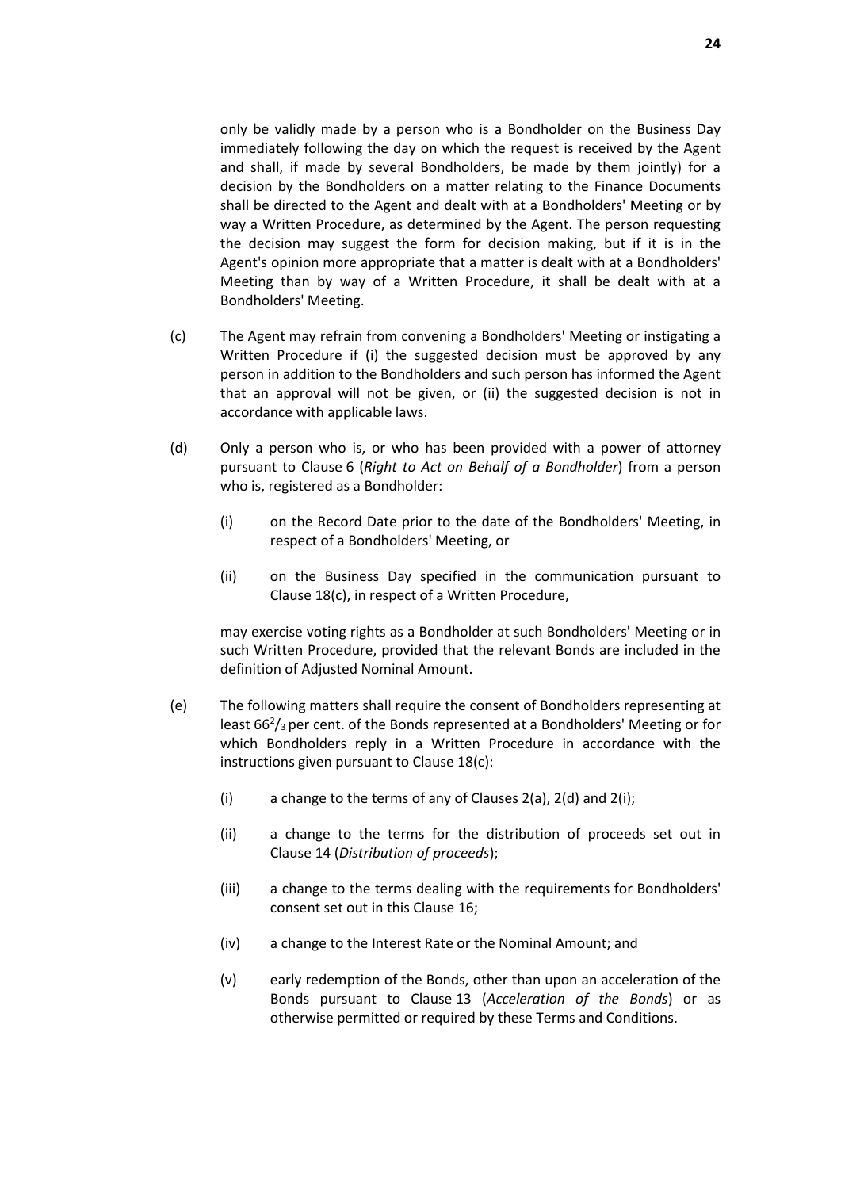only be validly made by a person who is a Bondholder on the Business Day immediately following the day on which the request is received by the Agent and shall, if made by several Bondholders, be made by them jointly) for a decision by the Bondholders on a matter relating to the Finance Documents shall be directed to the Agent and dealt with at a Bondholders' Meeting or by way a Written Procedure, as determined by the Agent. The person requesting the decision may suggest the form for decision making, but if it is in the Agent's opinion more appropriate that a matter is dealt with at a Bondholders' Meeting than by way of a Written Procedure, it shall be dealt with at a Bondholders' Meeting.

(c) The Agent may refrain from convening a Bondholders' Meeting or instigating a Written Procedure if (i) the suggested decision must be approved by any person in addition to the Bondholders and such person has informed the Agent that an approval will not be given, or (ii) the suggested decision is not in accordance with applicable laws.

(d) Only a person who is, or who has been provided with a power of attorney pursuant to Clause 6 (*Right to Act on Behalf of a Bondholder*) from a person who is, registered as a Bondholder:

   (i) on the Record Date prior to the date of the Bondholders' Meeting, in respect of a Bondholders' Meeting, or

   (ii) on the Business Day specified in the communication pursuant to Clause 18(c), in respect of a Written Procedure,

   may exercise voting rights as a Bondholder at such Bondholders' Meeting or in such Written Procedure, provided that the relevant Bonds are included in the definition of Adjusted Nominal Amount.

(e) The following matters shall require the consent of Bondholders representing at least $66^2/_3$ per cent. of the Bonds represented at a Bondholders' Meeting or for which Bondholders reply in a Written Procedure in accordance with the instructions given pursuant to Clause 18(c):

   (i) a change to the terms of any of Clauses 2(a), 2(d) and 2(i);

   (ii) a change to the terms for the distribution of proceeds set out in Clause 14 (*Distribution of proceeds*);

   (iii) a change to the terms dealing with the requirements for Bondholders' consent set out in this Clause 16;

   (iv) a change to the Interest Rate or the Nominal Amount; and

   (v) early redemption of the Bonds, other than upon an acceleration of the Bonds pursuant to Clause 13 (*Acceleration of the Bonds*) or as otherwise permitted or required by these Terms and Conditions.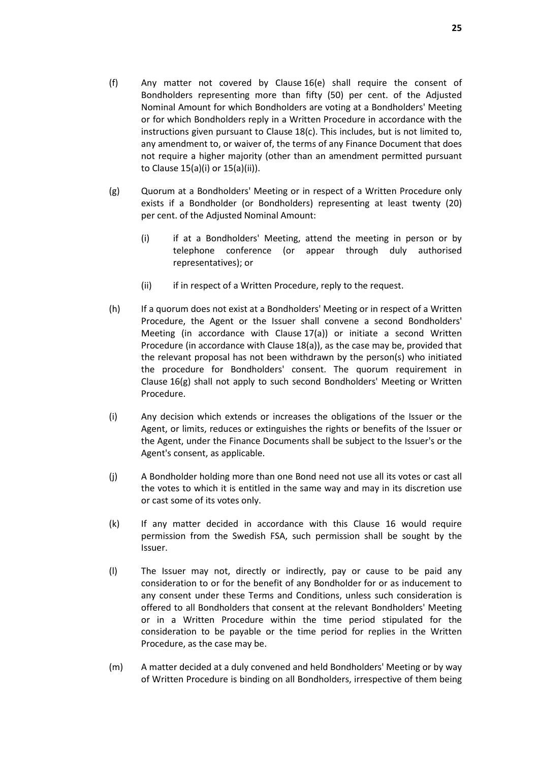(f) Any matter not covered by Clause 16(e) shall require the consent of Bondholders representing more than fifty (50) per cent. of the Adjusted Nominal Amount for which Bondholders are voting at a Bondholders' Meeting or for which Bondholders reply in a Written Procedure in accordance with the instructions given pursuant to Clause 18(c). This includes, but is not limited to, any amendment to, or waiver of, the terms of any Finance Document that does not require a higher majority (other than an amendment permitted pursuant to Clause 15(a)(i) or 15(a)(ii)).

(g) Quorum at a Bondholders' Meeting or in respect of a Written Procedure only exists if a Bondholder (or Bondholders) representing at least twenty (20) per cent. of the Adjusted Nominal Amount:

  (i) if at a Bondholders' Meeting, attend the meeting in person or by telephone conference (or appear through duly authorised representatives); or

  (ii) if in respect of a Written Procedure, reply to the request.

(h) If a quorum does not exist at a Bondholders' Meeting or in respect of a Written Procedure, the Agent or the Issuer shall convene a second Bondholders' Meeting (in accordance with Clause 17(a)) or initiate a second Written Procedure (in accordance with Clause 18(a)), as the case may be, provided that the relevant proposal has not been withdrawn by the person(s) who initiated the procedure for Bondholders' consent. The quorum requirement in Clause 16(g) shall not apply to such second Bondholders' Meeting or Written Procedure.

(i) Any decision which extends or increases the obligations of the Issuer or the Agent, or limits, reduces or extinguishes the rights or benefits of the Issuer or the Agent, under the Finance Documents shall be subject to the Issuer's or the Agent's consent, as applicable.

(j) A Bondholder holding more than one Bond need not use all its votes or cast all the votes to which it is entitled in the same way and may in its discretion use or cast some of its votes only.

(k) If any matter decided in accordance with this Clause 16 would require permission from the Swedish FSA, such permission shall be sought by the Issuer.

(l) The Issuer may not, directly or indirectly, pay or cause to be paid any consideration to or for the benefit of any Bondholder for or as inducement to any consent under these Terms and Conditions, unless such consideration is offered to all Bondholders that consent at the relevant Bondholders' Meeting or in a Written Procedure within the time period stipulated for the consideration to be payable or the time period for replies in the Written Procedure, as the case may be.

(m) A matter decided at a duly convened and held Bondholders' Meeting or by way of Written Procedure is binding on all Bondholders, irrespective of them being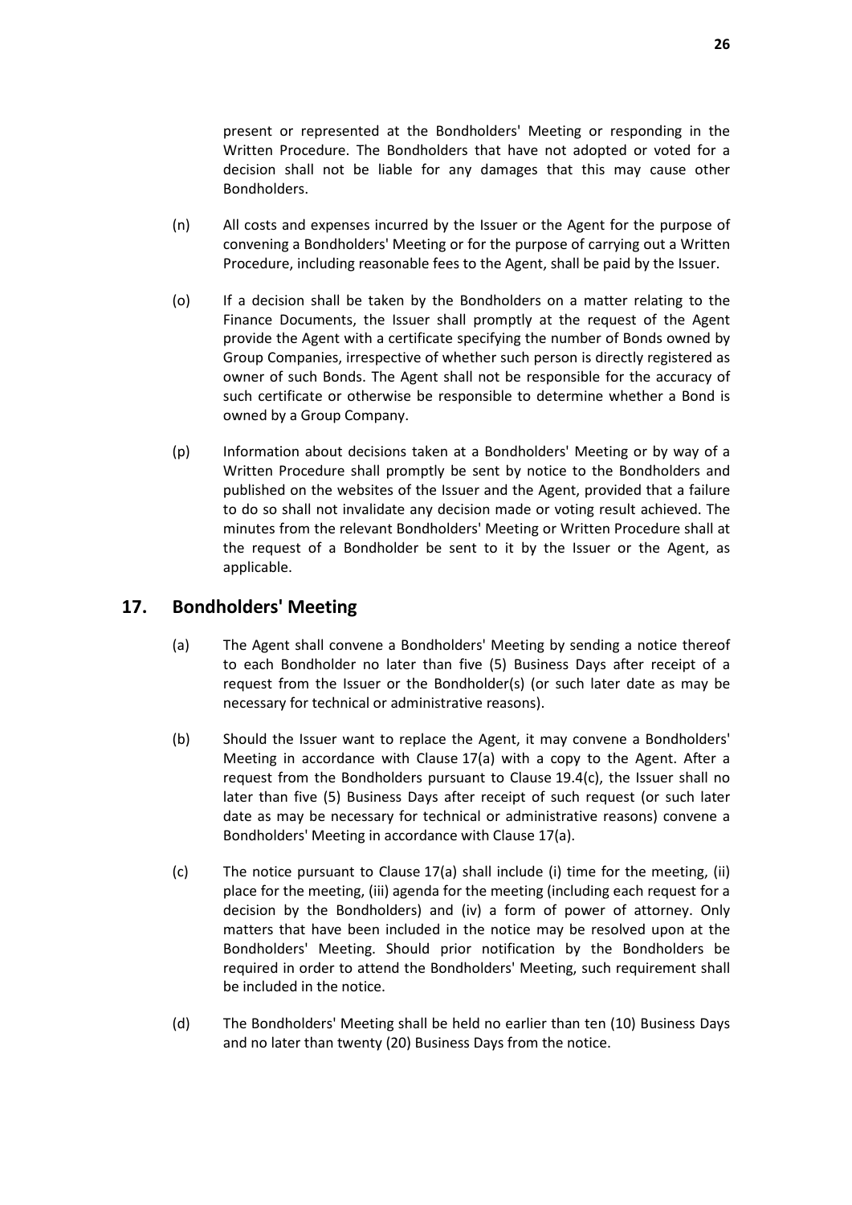present or represented at the Bondholders' Meeting or responding in the Written Procedure. The Bondholders that have not adopted or voted for a decision shall not be liable for any damages that this may cause other Bondholders.

(n) All costs and expenses incurred by the Issuer or the Agent for the purpose of convening a Bondholders' Meeting or for the purpose of carrying out a Written Procedure, including reasonable fees to the Agent, shall be paid by the Issuer.

(o) If a decision shall be taken by the Bondholders on a matter relating to the Finance Documents, the Issuer shall promptly at the request of the Agent provide the Agent with a certificate specifying the number of Bonds owned by Group Companies, irrespective of whether such person is directly registered as owner of such Bonds. The Agent shall not be responsible for the accuracy of such certificate or otherwise be responsible to determine whether a Bond is owned by a Group Company.

(p) Information about decisions taken at a Bondholders' Meeting or by way of a Written Procedure shall promptly be sent by notice to the Bondholders and published on the websites of the Issuer and the Agent, provided that a failure to do so shall not invalidate any decision made or voting result achieved. The minutes from the relevant Bondholders' Meeting or Written Procedure shall at the request of a Bondholder be sent to it by the Issuer or the Agent, as applicable.

## 17. Bondholders' Meeting

(a) The Agent shall convene a Bondholders' Meeting by sending a notice thereof to each Bondholder no later than five (5) Business Days after receipt of a request from the Issuer or the Bondholder(s) (or such later date as may be necessary for technical or administrative reasons).

(b) Should the Issuer want to replace the Agent, it may convene a Bondholders' Meeting in accordance with Clause 17(a) with a copy to the Agent. After a request from the Bondholders pursuant to Clause 19.4(c), the Issuer shall no later than five (5) Business Days after receipt of such request (or such later date as may be necessary for technical or administrative reasons) convene a Bondholders' Meeting in accordance with Clause 17(a).

(c) The notice pursuant to Clause 17(a) shall include (i) time for the meeting, (ii) place for the meeting, (iii) agenda for the meeting (including each request for a decision by the Bondholders) and (iv) a form of power of attorney. Only matters that have been included in the notice may be resolved upon at the Bondholders' Meeting. Should prior notification by the Bondholders be required in order to attend the Bondholders' Meeting, such requirement shall be included in the notice.

(d) The Bondholders' Meeting shall be held no earlier than ten (10) Business Days and no later than twenty (20) Business Days from the notice.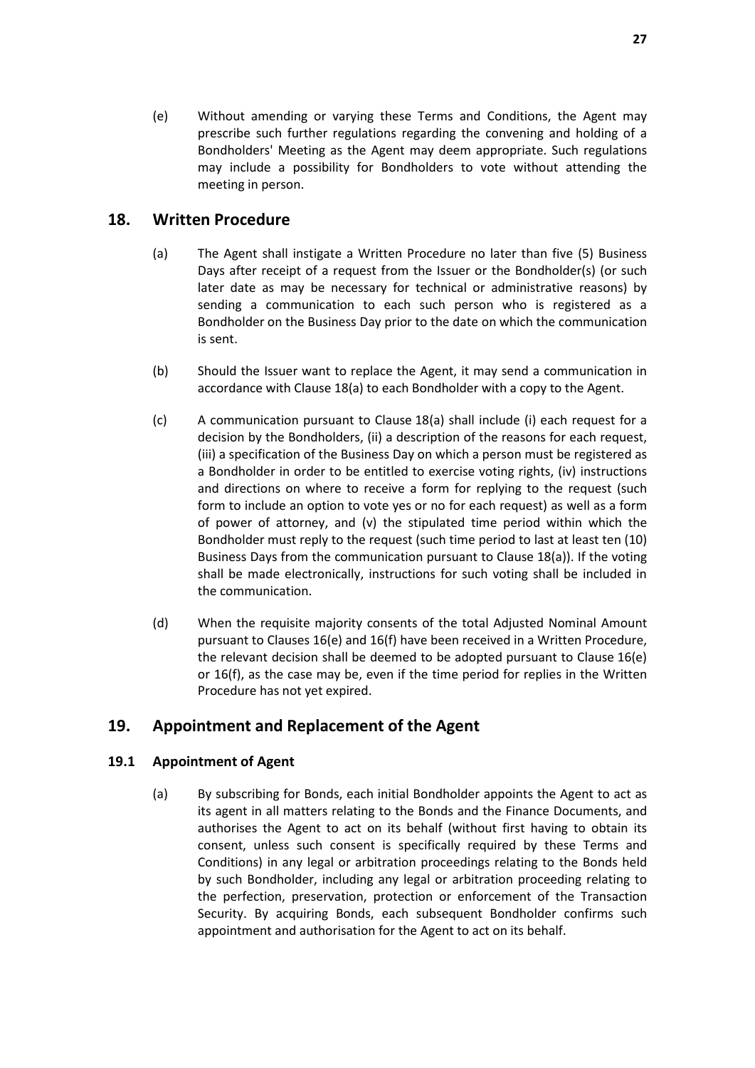(e) Without amending or varying these Terms and Conditions, the Agent may prescribe such further regulations regarding the convening and holding of a Bondholders' Meeting as the Agent may deem appropriate. Such regulations may include a possibility for Bondholders to vote without attending the meeting in person.

## 18. Written Procedure

(a) The Agent shall instigate a Written Procedure no later than five (5) Business Days after receipt of a request from the Issuer or the Bondholder(s) (or such later date as may be necessary for technical or administrative reasons) by sending a communication to each such person who is registered as a Bondholder on the Business Day prior to the date on which the communication is sent.

(b) Should the Issuer want to replace the Agent, it may send a communication in accordance with Clause 18(a) to each Bondholder with a copy to the Agent.

(c) A communication pursuant to Clause 18(a) shall include (i) each request for a decision by the Bondholders, (ii) a description of the reasons for each request, (iii) a specification of the Business Day on which a person must be registered as a Bondholder in order to be entitled to exercise voting rights, (iv) instructions and directions on where to receive a form for replying to the request (such form to include an option to vote yes or no for each request) as well as a form of power of attorney, and (v) the stipulated time period within which the Bondholder must reply to the request (such time period to last at least ten (10) Business Days from the communication pursuant to Clause 18(a)). If the voting shall be made electronically, instructions for such voting shall be included in the communication.

(d) When the requisite majority consents of the total Adjusted Nominal Amount pursuant to Clauses 16(e) and 16(f) have been received in a Written Procedure, the relevant decision shall be deemed to be adopted pursuant to Clause 16(e) or 16(f), as the case may be, even if the time period for replies in the Written Procedure has not yet expired.

## 19. Appointment and Replacement of the Agent

### 19.1 Appointment of Agent

(a) By subscribing for Bonds, each initial Bondholder appoints the Agent to act as its agent in all matters relating to the Bonds and the Finance Documents, and authorises the Agent to act on its behalf (without first having to obtain its consent, unless such consent is specifically required by these Terms and Conditions) in any legal or arbitration proceedings relating to the Bonds held by such Bondholder, including any legal or arbitration proceeding relating to the perfection, preservation, protection or enforcement of the Transaction Security. By acquiring Bonds, each subsequent Bondholder confirms such appointment and authorisation for the Agent to act on its behalf.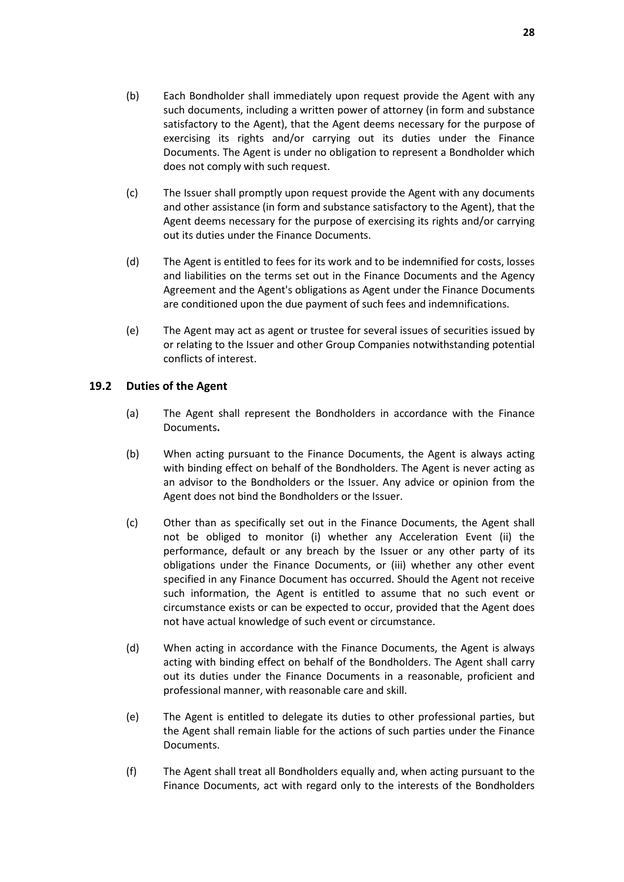(b) Each Bondholder shall immediately upon request provide the Agent with any such documents, including a written power of attorney (in form and substance satisfactory to the Agent), that the Agent deems necessary for the purpose of exercising its rights and/or carrying out its duties under the Finance Documents. The Agent is under no obligation to represent a Bondholder which does not comply with such request.

(c) The Issuer shall promptly upon request provide the Agent with any documents and other assistance (in form and substance satisfactory to the Agent), that the Agent deems necessary for the purpose of exercising its rights and/or carrying out its duties under the Finance Documents.

(d) The Agent is entitled to fees for its work and to be indemnified for costs, losses and liabilities on the terms set out in the Finance Documents and the Agency Agreement and the Agent's obligations as Agent under the Finance Documents are conditioned upon the due payment of such fees and indemnifications.

(e) The Agent may act as agent or trustee for several issues of securities issued by or relating to the Issuer and other Group Companies notwithstanding potential conflicts of interest.

### 19.2 Duties of the Agent

(a) The Agent shall represent the Bondholders in accordance with the Finance Documents**.**

(b) When acting pursuant to the Finance Documents, the Agent is always acting with binding effect on behalf of the Bondholders. The Agent is never acting as an advisor to the Bondholders or the Issuer. Any advice or opinion from the Agent does not bind the Bondholders or the Issuer.

(c) Other than as specifically set out in the Finance Documents, the Agent shall not be obliged to monitor (i) whether any Acceleration Event (ii) the performance, default or any breach by the Issuer or any other party of its obligations under the Finance Documents, or (iii) whether any other event specified in any Finance Document has occurred. Should the Agent not receive such information, the Agent is entitled to assume that no such event or circumstance exists or can be expected to occur, provided that the Agent does not have actual knowledge of such event or circumstance.

(d) When acting in accordance with the Finance Documents, the Agent is always acting with binding effect on behalf of the Bondholders. The Agent shall carry out its duties under the Finance Documents in a reasonable, proficient and professional manner, with reasonable care and skill.

(e) The Agent is entitled to delegate its duties to other professional parties, but the Agent shall remain liable for the actions of such parties under the Finance Documents.

(f) The Agent shall treat all Bondholders equally and, when acting pursuant to the Finance Documents, act with regard only to the interests of the Bondholders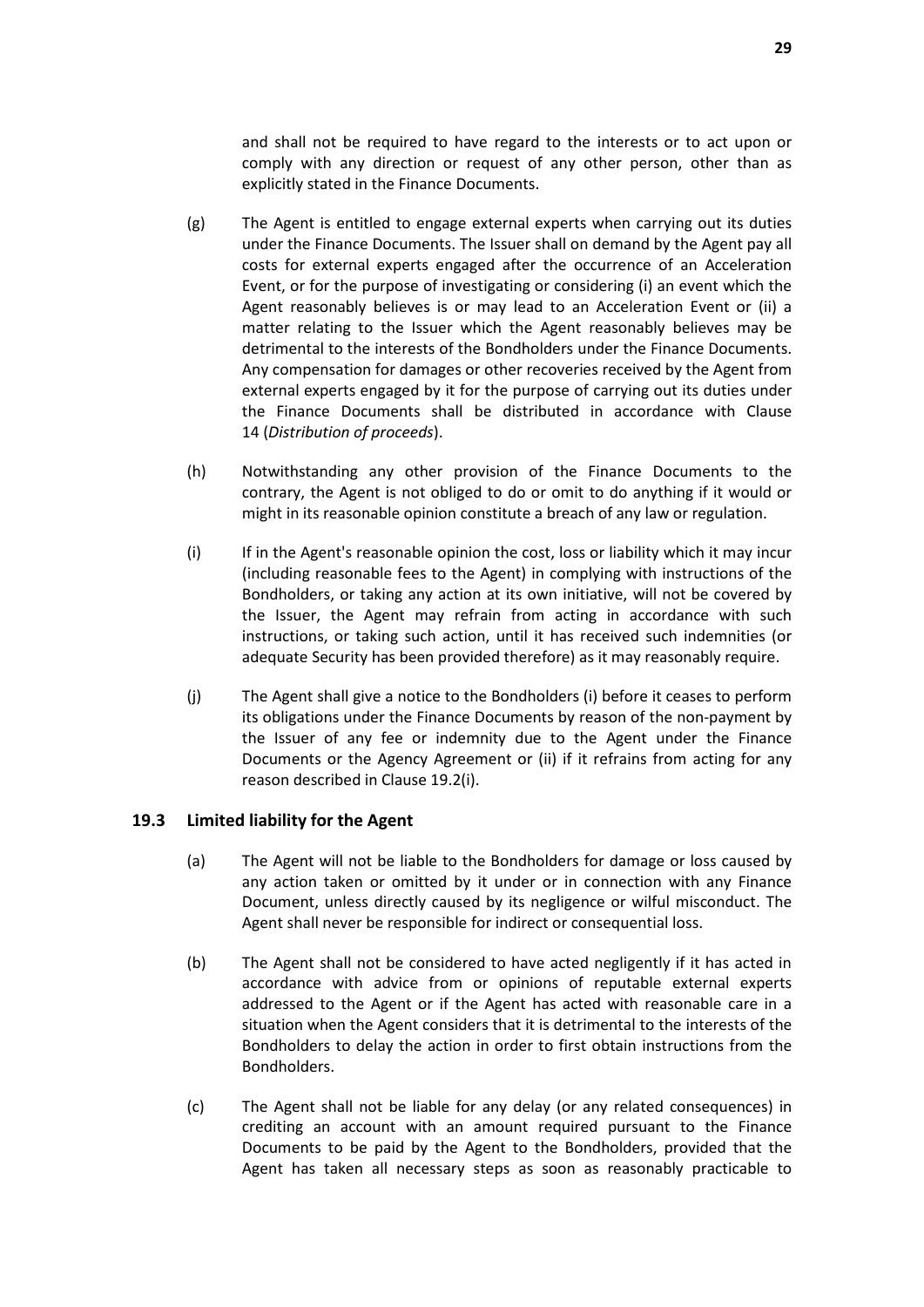and shall not be required to have regard to the interests or to act upon or comply with any direction or request of any other person, other than as explicitly stated in the Finance Documents.

(g) The Agent is entitled to engage external experts when carrying out its duties under the Finance Documents. The Issuer shall on demand by the Agent pay all costs for external experts engaged after the occurrence of an Acceleration Event, or for the purpose of investigating or considering (i) an event which the Agent reasonably believes is or may lead to an Acceleration Event or (ii) a matter relating to the Issuer which the Agent reasonably believes may be detrimental to the interests of the Bondholders under the Finance Documents. Any compensation for damages or other recoveries received by the Agent from external experts engaged by it for the purpose of carrying out its duties under the Finance Documents shall be distributed in accordance with Clause 14 (*Distribution of proceeds*).

(h) Notwithstanding any other provision of the Finance Documents to the contrary, the Agent is not obliged to do or omit to do anything if it would or might in its reasonable opinion constitute a breach of any law or regulation.

(i) If in the Agent's reasonable opinion the cost, loss or liability which it may incur (including reasonable fees to the Agent) in complying with instructions of the Bondholders, or taking any action at its own initiative, will not be covered by the Issuer, the Agent may refrain from acting in accordance with such instructions, or taking such action, until it has received such indemnities (or adequate Security has been provided therefore) as it may reasonably require.

(j) The Agent shall give a notice to the Bondholders (i) before it ceases to perform its obligations under the Finance Documents by reason of the non-payment by the Issuer of any fee or indemnity due to the Agent under the Finance Documents or the Agency Agreement or (ii) if it refrains from acting for any reason described in Clause 19.2(i).

### 19.3 Limited liability for the Agent

(a) The Agent will not be liable to the Bondholders for damage or loss caused by any action taken or omitted by it under or in connection with any Finance Document, unless directly caused by its negligence or wilful misconduct. The Agent shall never be responsible for indirect or consequential loss.

(b) The Agent shall not be considered to have acted negligently if it has acted in accordance with advice from or opinions of reputable external experts addressed to the Agent or if the Agent has acted with reasonable care in a situation when the Agent considers that it is detrimental to the interests of the Bondholders to delay the action in order to first obtain instructions from the Bondholders.

(c) The Agent shall not be liable for any delay (or any related consequences) in crediting an account with an amount required pursuant to the Finance Documents to be paid by the Agent to the Bondholders, provided that the Agent has taken all necessary steps as soon as reasonably practicable to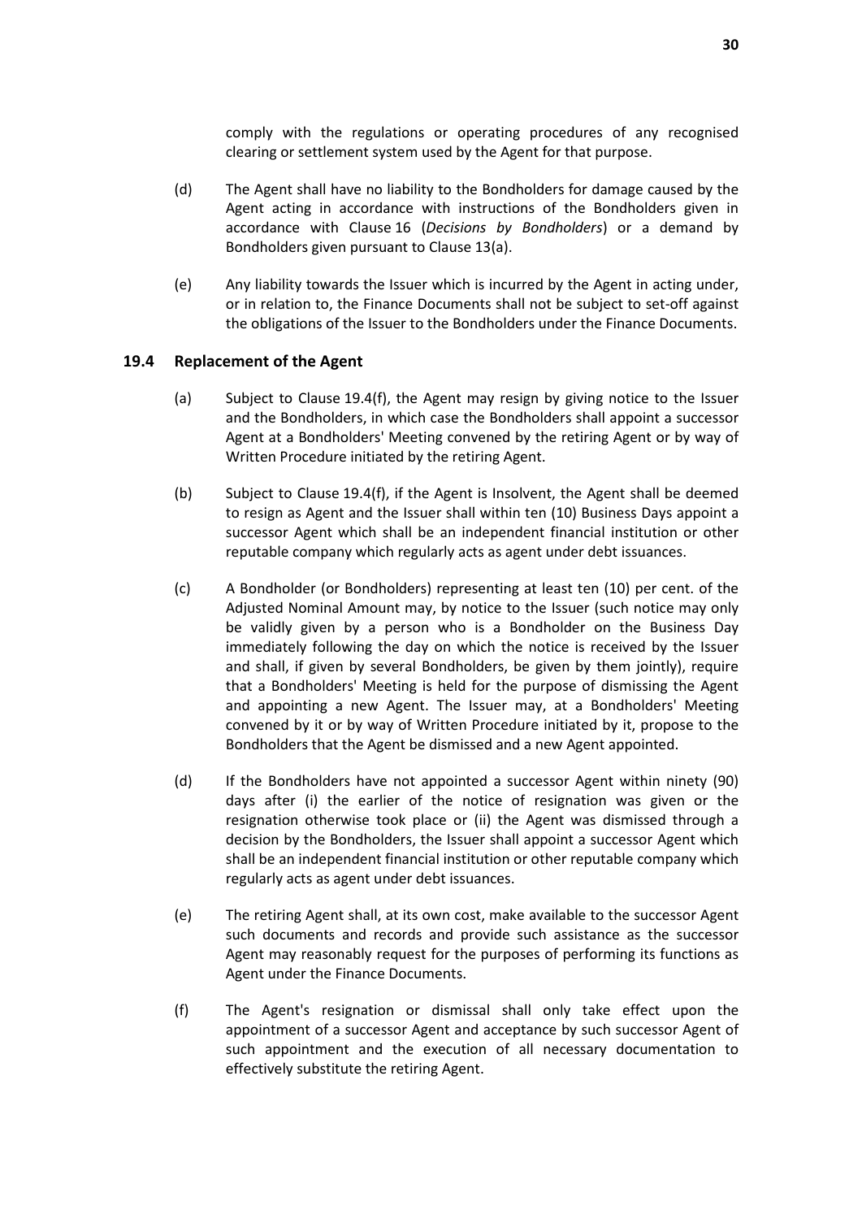comply with the regulations or operating procedures of any recognised clearing or settlement system used by the Agent for that purpose.

(d) The Agent shall have no liability to the Bondholders for damage caused by the Agent acting in accordance with instructions of the Bondholders given in accordance with Clause 16 (*Decisions by Bondholders*) or a demand by Bondholders given pursuant to Clause 13(a).

(e) Any liability towards the Issuer which is incurred by the Agent in acting under, or in relation to, the Finance Documents shall not be subject to set-off against the obligations of the Issuer to the Bondholders under the Finance Documents.

### 19.4 Replacement of the Agent

(a) Subject to Clause 19.4(f), the Agent may resign by giving notice to the Issuer and the Bondholders, in which case the Bondholders shall appoint a successor Agent at a Bondholders' Meeting convened by the retiring Agent or by way of Written Procedure initiated by the retiring Agent.

(b) Subject to Clause 19.4(f), if the Agent is Insolvent, the Agent shall be deemed to resign as Agent and the Issuer shall within ten (10) Business Days appoint a successor Agent which shall be an independent financial institution or other reputable company which regularly acts as agent under debt issuances.

(c) A Bondholder (or Bondholders) representing at least ten (10) per cent. of the Adjusted Nominal Amount may, by notice to the Issuer (such notice may only be validly given by a person who is a Bondholder on the Business Day immediately following the day on which the notice is received by the Issuer and shall, if given by several Bondholders, be given by them jointly), require that a Bondholders' Meeting is held for the purpose of dismissing the Agent and appointing a new Agent. The Issuer may, at a Bondholders' Meeting convened by it or by way of Written Procedure initiated by it, propose to the Bondholders that the Agent be dismissed and a new Agent appointed.

(d) If the Bondholders have not appointed a successor Agent within ninety (90) days after (i) the earlier of the notice of resignation was given or the resignation otherwise took place or (ii) the Agent was dismissed through a decision by the Bondholders, the Issuer shall appoint a successor Agent which shall be an independent financial institution or other reputable company which regularly acts as agent under debt issuances.

(e) The retiring Agent shall, at its own cost, make available to the successor Agent such documents and records and provide such assistance as the successor Agent may reasonably request for the purposes of performing its functions as Agent under the Finance Documents.

(f) The Agent's resignation or dismissal shall only take effect upon the appointment of a successor Agent and acceptance by such successor Agent of such appointment and the execution of all necessary documentation to effectively substitute the retiring Agent.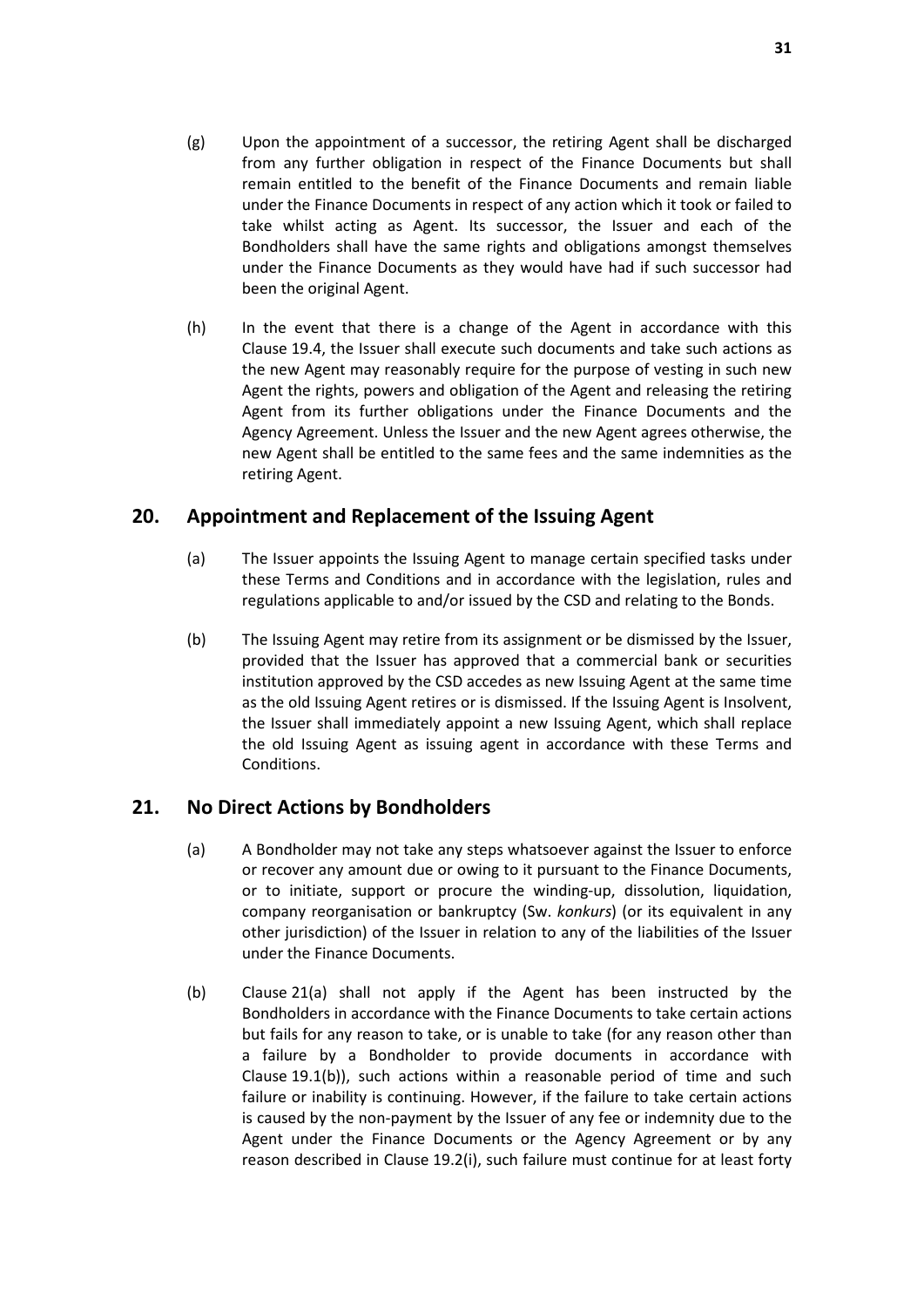(g) Upon the appointment of a successor, the retiring Agent shall be discharged from any further obligation in respect of the Finance Documents but shall remain entitled to the benefit of the Finance Documents and remain liable under the Finance Documents in respect of any action which it took or failed to take whilst acting as Agent. Its successor, the Issuer and each of the Bondholders shall have the same rights and obligations amongst themselves under the Finance Documents as they would have had if such successor had been the original Agent.

(h) In the event that there is a change of the Agent in accordance with this Clause 19.4, the Issuer shall execute such documents and take such actions as the new Agent may reasonably require for the purpose of vesting in such new Agent the rights, powers and obligation of the Agent and releasing the retiring Agent from its further obligations under the Finance Documents and the Agency Agreement. Unless the Issuer and the new Agent agrees otherwise, the new Agent shall be entitled to the same fees and the same indemnities as the retiring Agent.

## 20. Appointment and Replacement of the Issuing Agent

(a) The Issuer appoints the Issuing Agent to manage certain specified tasks under these Terms and Conditions and in accordance with the legislation, rules and regulations applicable to and/or issued by the CSD and relating to the Bonds.

(b) The Issuing Agent may retire from its assignment or be dismissed by the Issuer, provided that the Issuer has approved that a commercial bank or securities institution approved by the CSD accedes as new Issuing Agent at the same time as the old Issuing Agent retires or is dismissed. If the Issuing Agent is Insolvent, the Issuer shall immediately appoint a new Issuing Agent, which shall replace the old Issuing Agent as issuing agent in accordance with these Terms and Conditions.

## 21. No Direct Actions by Bondholders

(a) A Bondholder may not take any steps whatsoever against the Issuer to enforce or recover any amount due or owing to it pursuant to the Finance Documents, or to initiate, support or procure the winding-up, dissolution, liquidation, company reorganisation or bankruptcy (Sw. *konkurs*) (or its equivalent in any other jurisdiction) of the Issuer in relation to any of the liabilities of the Issuer under the Finance Documents.

(b) Clause 21(a) shall not apply if the Agent has been instructed by the Bondholders in accordance with the Finance Documents to take certain actions but fails for any reason to take, or is unable to take (for any reason other than a failure by a Bondholder to provide documents in accordance with Clause 19.1(b)), such actions within a reasonable period of time and such failure or inability is continuing. However, if the failure to take certain actions is caused by the non-payment by the Issuer of any fee or indemnity due to the Agent under the Finance Documents or the Agency Agreement or by any reason described in Clause 19.2(i), such failure must continue for at least forty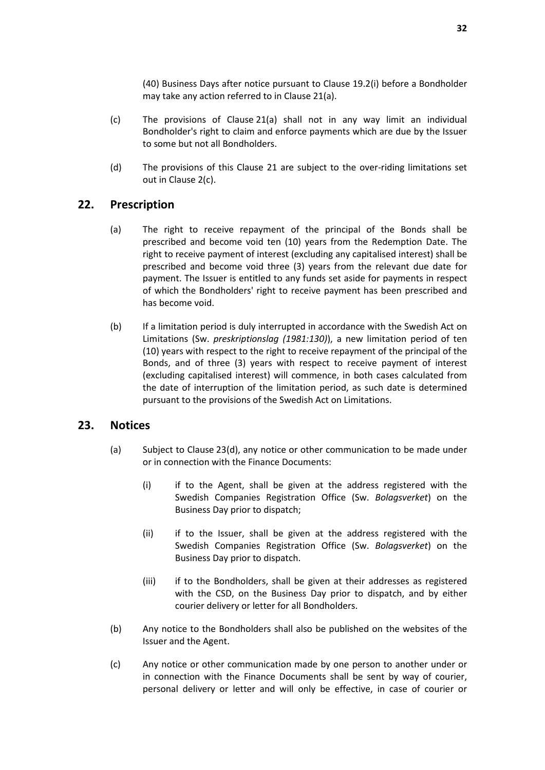(40) Business Days after notice pursuant to Clause 19.2(i) before a Bondholder may take any action referred to in Clause 21(a).

(c) The provisions of Clause 21(a) shall not in any way limit an individual Bondholder's right to claim and enforce payments which are due by the Issuer to some but not all Bondholders.

(d) The provisions of this Clause 21 are subject to the over-riding limitations set out in Clause 2(c).

## 22. Prescription

(a) The right to receive repayment of the principal of the Bonds shall be prescribed and become void ten (10) years from the Redemption Date. The right to receive payment of interest (excluding any capitalised interest) shall be prescribed and become void three (3) years from the relevant due date for payment. The Issuer is entitled to any funds set aside for payments in respect of which the Bondholders' right to receive payment has been prescribed and has become void.

(b) If a limitation period is duly interrupted in accordance with the Swedish Act on Limitations (Sw. *preskriptionslag (1981:130)*), a new limitation period of ten (10) years with respect to the right to receive repayment of the principal of the Bonds, and of three (3) years with respect to receive payment of interest (excluding capitalised interest) will commence, in both cases calculated from the date of interruption of the limitation period, as such date is determined pursuant to the provisions of the Swedish Act on Limitations.

## 23. Notices

(a) Subject to Clause 23(d), any notice or other communication to be made under or in connection with the Finance Documents:

  (i) if to the Agent, shall be given at the address registered with the Swedish Companies Registration Office (Sw. *Bolagsverket*) on the Business Day prior to dispatch;

  (ii) if to the Issuer, shall be given at the address registered with the Swedish Companies Registration Office (Sw. *Bolagsverket*) on the Business Day prior to dispatch.

  (iii) if to the Bondholders, shall be given at their addresses as registered with the CSD, on the Business Day prior to dispatch, and by either courier delivery or letter for all Bondholders.

(b) Any notice to the Bondholders shall also be published on the websites of the Issuer and the Agent.

(c) Any notice or other communication made by one person to another under or in connection with the Finance Documents shall be sent by way of courier, personal delivery or letter and will only be effective, in case of courier or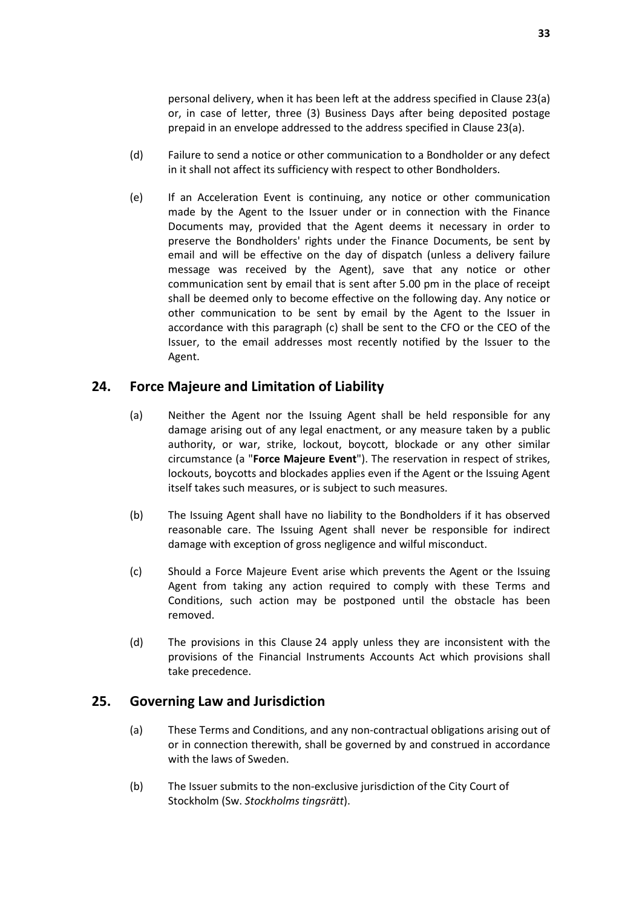personal delivery, when it has been left at the address specified in Clause 23(a) or, in case of letter, three (3) Business Days after being deposited postage prepaid in an envelope addressed to the address specified in Clause 23(a).

(d) Failure to send a notice or other communication to a Bondholder or any defect in it shall not affect its sufficiency with respect to other Bondholders.

(e) If an Acceleration Event is continuing, any notice or other communication made by the Agent to the Issuer under or in connection with the Finance Documents may, provided that the Agent deems it necessary in order to preserve the Bondholders' rights under the Finance Documents, be sent by email and will be effective on the day of dispatch (unless a delivery failure message was received by the Agent), save that any notice or other communication sent by email that is sent after 5.00 pm in the place of receipt shall be deemed only to become effective on the following day. Any notice or other communication to be sent by email by the Agent to the Issuer in accordance with this paragraph (c) shall be sent to the CFO or the CEO of the Issuer, to the email addresses most recently notified by the Issuer to the Agent.

## 24. Force Majeure and Limitation of Liability

(a) Neither the Agent nor the Issuing Agent shall be held responsible for any damage arising out of any legal enactment, or any measure taken by a public authority, or war, strike, lockout, boycott, blockade or any other similar circumstance (a "**Force Majeure Event**"). The reservation in respect of strikes, lockouts, boycotts and blockades applies even if the Agent or the Issuing Agent itself takes such measures, or is subject to such measures.

(b) The Issuing Agent shall have no liability to the Bondholders if it has observed reasonable care. The Issuing Agent shall never be responsible for indirect damage with exception of gross negligence and wilful misconduct.

(c) Should a Force Majeure Event arise which prevents the Agent or the Issuing Agent from taking any action required to comply with these Terms and Conditions, such action may be postponed until the obstacle has been removed.

(d) The provisions in this Clause 24 apply unless they are inconsistent with the provisions of the Financial Instruments Accounts Act which provisions shall take precedence.

## 25. Governing Law and Jurisdiction

(a) These Terms and Conditions, and any non-contractual obligations arising out of or in connection therewith, shall be governed by and construed in accordance with the laws of Sweden.

(b) The Issuer submits to the non-exclusive jurisdiction of the City Court of Stockholm (Sw. *Stockholms tingsrätt*).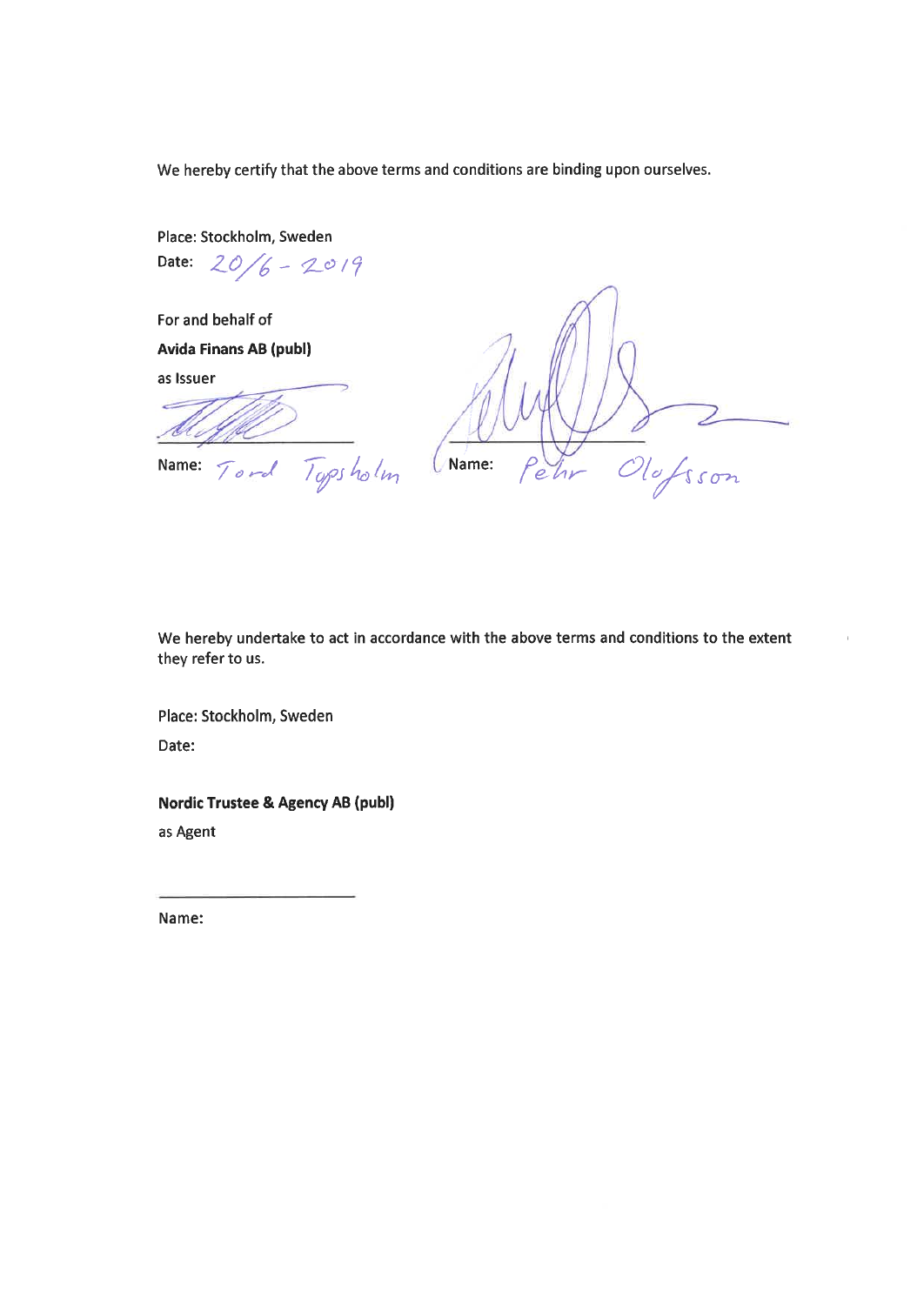We hereby certify that the above terms and conditions are binding upon ourselves.

Place: Stockholm, Sweden

Date: 20/6 - 2019

For and behalf of

**Avida Finans AB (publ)**

as Issuer

Name: Tord Topsholm

Name: Pehr Olofsson

We hereby undertake to act in accordance with the above terms and conditions to the extent they refer to us.

Place: Stockholm, Sweden

Date:

**Nordic Trustee & Agency AB (publ)**

as Agent

Name: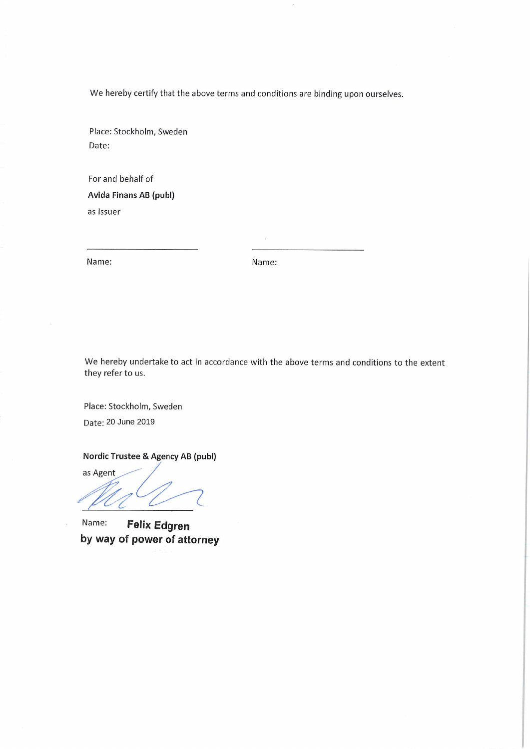We hereby certify that the above terms and conditions are binding upon ourselves.

Place: Stockholm, Sweden

Date:

For and behalf of

**Avida Finans AB (publ)**

as Issuer

\_\_\_\_\_\_\_\_\_\_\_\_\_\_\_\_\_\_\_\_\_\_\_\_ \_\_\_\_\_\_\_\_\_\_\_\_\_\_\_\_\_\_\_\_\_\_\_\_

Name: Name:

We hereby undertake to act in accordance with the above terms and conditions to the extent they refer to us.

Place: Stockholm, Sweden

Date: 20 June 2019

**Nordic Trustee & Agency AB (publ)**

as Agent

\_\_\_\_\_\_\_\_\_\_\_\_\_\_\_\_\_\_\_\_\_\_\_\_

Name: **Felix Edgren**

**by way of power of attorney**